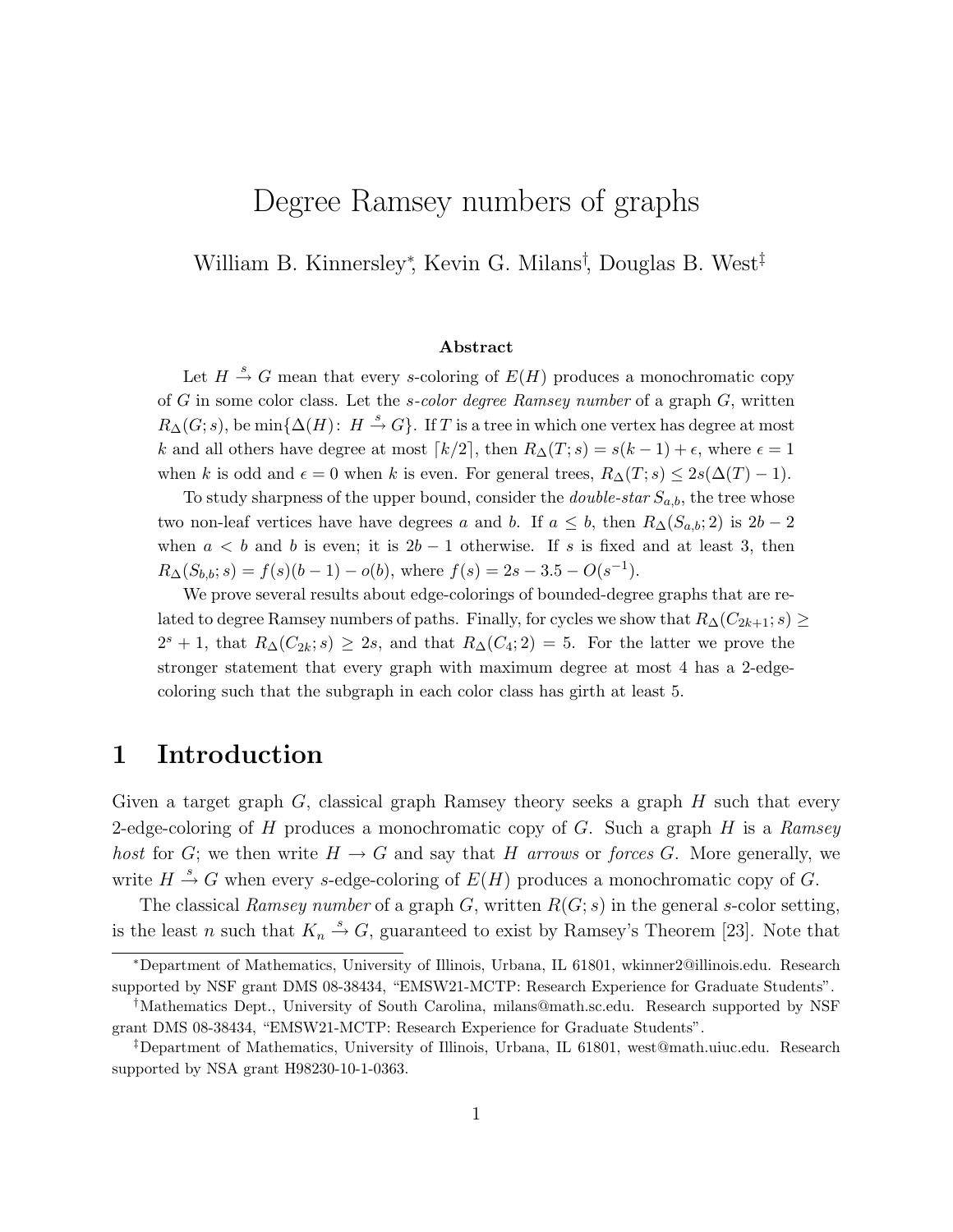# Degree Ramsey numbers of graphs

William B. Kinnersley*, Kevin G. Milans†, Douglas B. West‡

### Abstract

Let $H \overset{s}{\to} G$ mean that every $s$-coloring of $E(H)$ produces a monochromatic copy of $G$ in some color class. Let the *s-color degree Ramsey number* of a graph $G$, written $R_\Delta(G; s)$, be $\min\{\Delta(H)\colon H \overset{s}{\to} G\}$. If $T$ is a tree in which one vertex has degree at most $k$ and all others have degree at most $\lceil k/2 \rceil$, then $R_\Delta(T; s) = s(k-1) + \epsilon$, where $\epsilon = 1$ when $k$ is odd and $\epsilon = 0$ when $k$ is even. For general trees, $R_\Delta(T; s) \le 2s(\Delta(T) - 1)$.

To study sharpness of the upper bound, consider the *double-star* $S_{a,b}$, the tree whose two non-leaf vertices have have degrees $a$ and $b$. If $a \le b$, then $R_\Delta(S_{a,b}; 2)$ is $2b - 2$ when $a < b$ and $b$ is even; it is $2b - 1$ otherwise. If $s$ is fixed and at least 3, then $R_\Delta(S_{b,b}; s) = f(s)(b-1) - o(b)$, where $f(s) = 2s - 3.5 - O(s^{-1})$.

We prove several results about edge-colorings of bounded-degree graphs that are related to degree Ramsey numbers of paths. Finally, for cycles we show that $R_\Delta(C_{2k+1}; s) \ge 2^s + 1$, that $R_\Delta(C_{2k}; s) \ge 2s$, and that $R_\Delta(C_4; 2) = 5$. For the latter we prove the stronger statement that every graph with maximum degree at most 4 has a 2-edge-coloring such that the subgraph in each color class has girth at least 5.

## 1 Introduction

Given a target graph $G$, classical graph Ramsey theory seeks a graph $H$ such that every 2-edge-coloring of $H$ produces a monochromatic copy of $G$. Such a graph $H$ is a *Ramsey host* for $G$; we then write $H \to G$ and say that $H$ *arrows* or *forces* $G$. More generally, we write $H \overset{s}{\to} G$ when every $s$-edge-coloring of $E(H)$ produces a monochromatic copy of $G$.

The classical *Ramsey number* of a graph $G$, written $R(G; s)$ in the general $s$-color setting, is the least $n$ such that $K_n \overset{s}{\to} G$, guaranteed to exist by Ramsey's Theorem [23]. Note that

---

*Department of Mathematics, University of Illinois, Urbana, IL 61801, wkinner2@illinois.edu. Research supported by NSF grant DMS 08-38434, "EMSW21-MCTP: Research Experience for Graduate Students".

†Mathematics Dept., University of South Carolina, milans@math.sc.edu. Research supported by NSF grant DMS 08-38434, "EMSW21-MCTP: Research Experience for Graduate Students".

‡Department of Mathematics, University of Illinois, Urbana, IL 61801, west@math.uiuc.edu. Research supported by NSA grant H98230-10-1-0363.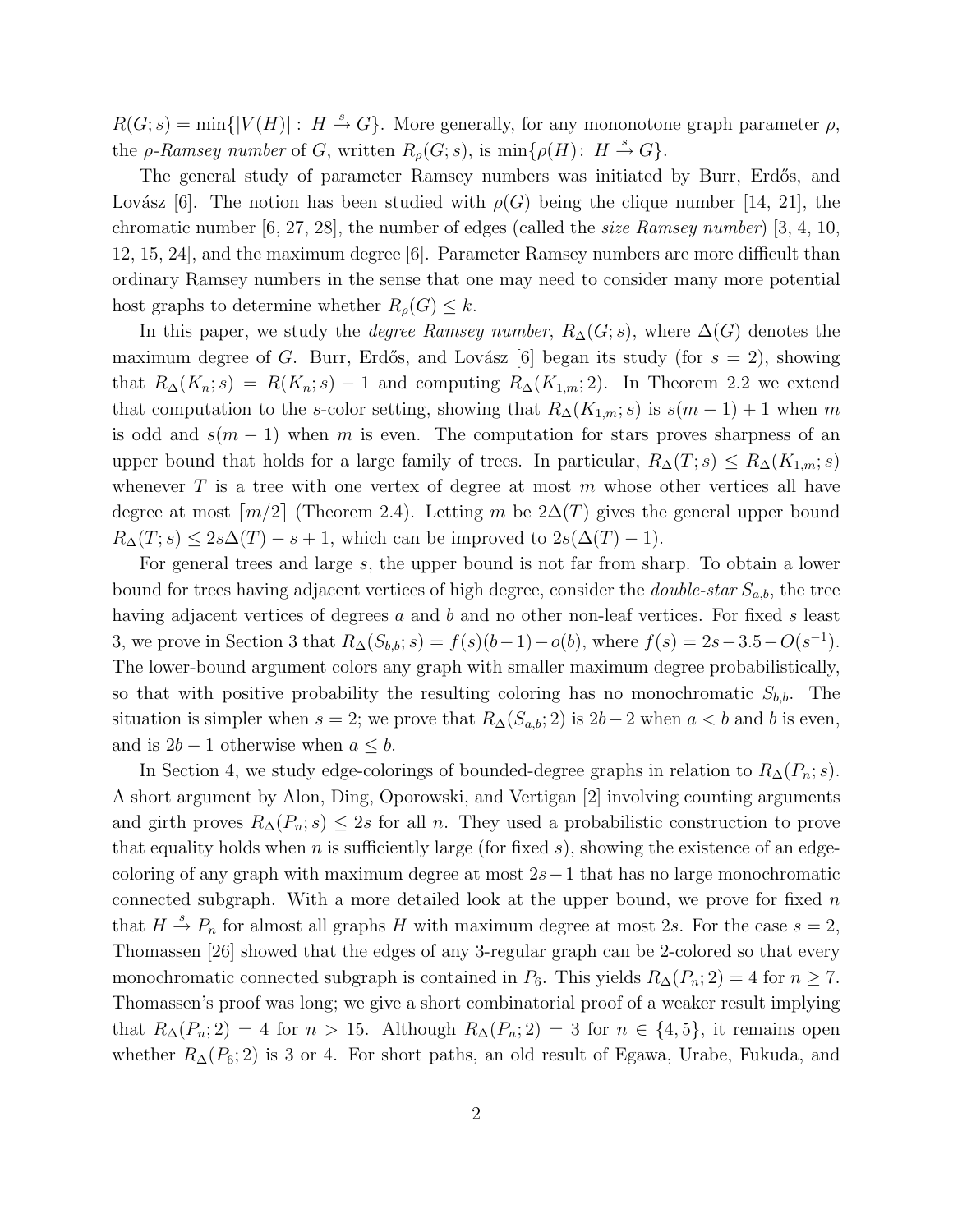$R(G;s) = \min\{|V(H)|: H \xrightarrow{s} G\}$. More generally, for any mononotone graph parameter $\rho$, the *$\rho$-Ramsey number* of $G$, written $R_\rho(G;s)$, is $\min\{\rho(H): H \xrightarrow{s} G\}$.

The general study of parameter Ramsey numbers was initiated by Burr, Erdős, and Lovász [6]. The notion has been studied with $\rho(G)$ being the clique number [14, 21], the chromatic number [6, 27, 28], the number of edges (called the *size Ramsey number*) [3, 4, 10, 12, 15, 24], and the maximum degree [6]. Parameter Ramsey numbers are more difficult than ordinary Ramsey numbers in the sense that one may need to consider many more potential host graphs to determine whether $R_\rho(G) \le k$.

In this paper, we study the *degree Ramsey number*, $R_\Delta(G;s)$, where $\Delta(G)$ denotes the maximum degree of $G$. Burr, Erdős, and Lovász [6] began its study (for $s = 2$), showing that $R_\Delta(K_n;s) = R(K_n;s) - 1$ and computing $R_\Delta(K_{1,m};2)$. In Theorem 2.2 we extend that computation to the $s$-color setting, showing that $R_\Delta(K_{1,m};s)$ is $s(m-1)+1$ when $m$ is odd and $s(m-1)$ when $m$ is even. The computation for stars proves sharpness of an upper bound that holds for a large family of trees. In particular, $R_\Delta(T;s) \le R_\Delta(K_{1,m};s)$ whenever $T$ is a tree with one vertex of degree at most $m$ whose other vertices all have degree at most $\lceil m/2 \rceil$ (Theorem 2.4). Letting $m$ be $2\Delta(T)$ gives the general upper bound $R_\Delta(T;s) \le 2s\Delta(T) - s + 1$, which can be improved to $2s(\Delta(T)-1)$.

For general trees and large $s$, the upper bound is not far from sharp. To obtain a lower bound for trees having adjacent vertices of high degree, consider the *double-star* $S_{a,b}$, the tree having adjacent vertices of degrees $a$ and $b$ and no other non-leaf vertices. For fixed $s$ least 3, we prove in Section 3 that $R_\Delta(S_{b,b};s) = f(s)(b-1) - o(b)$, where $f(s) = 2s - 3.5 - O(s^{-1})$. The lower-bound argument colors any graph with smaller maximum degree probabilistically, so that with positive probability the resulting coloring has no monochromatic $S_{b,b}$. The situation is simpler when $s = 2$; we prove that $R_\Delta(S_{a,b};2)$ is $2b-2$ when $a < b$ and $b$ is even, and is $2b-1$ otherwise when $a \le b$.

In Section 4, we study edge-colorings of bounded-degree graphs in relation to $R_\Delta(P_n;s)$. A short argument by Alon, Ding, Oporowski, and Vertigan [2] involving counting arguments and girth proves $R_\Delta(P_n;s) \le 2s$ for all $n$. They used a probabilistic construction to prove that equality holds when $n$ is sufficiently large (for fixed $s$), showing the existence of an edge-coloring of any graph with maximum degree at most $2s-1$ that has no large monochromatic connected subgraph. With a more detailed look at the upper bound, we prove for fixed $n$ that $H \xrightarrow{s} P_n$ for almost all graphs $H$ with maximum degree at most $2s$. For the case $s = 2$, Thomassen [26] showed that the edges of any 3-regular graph can be 2-colored so that every monochromatic connected subgraph is contained in $P_6$. This yields $R_\Delta(P_n;2) = 4$ for $n \ge 7$. Thomassen's proof was long; we give a short combinatorial proof of a weaker result implying that $R_\Delta(P_n;2) = 4$ for $n > 15$. Although $R_\Delta(P_n;2) = 3$ for $n \in \{4,5\}$, it remains open whether $R_\Delta(P_6;2)$ is 3 or 4. For short paths, an old result of Egawa, Urabe, Fukuda, and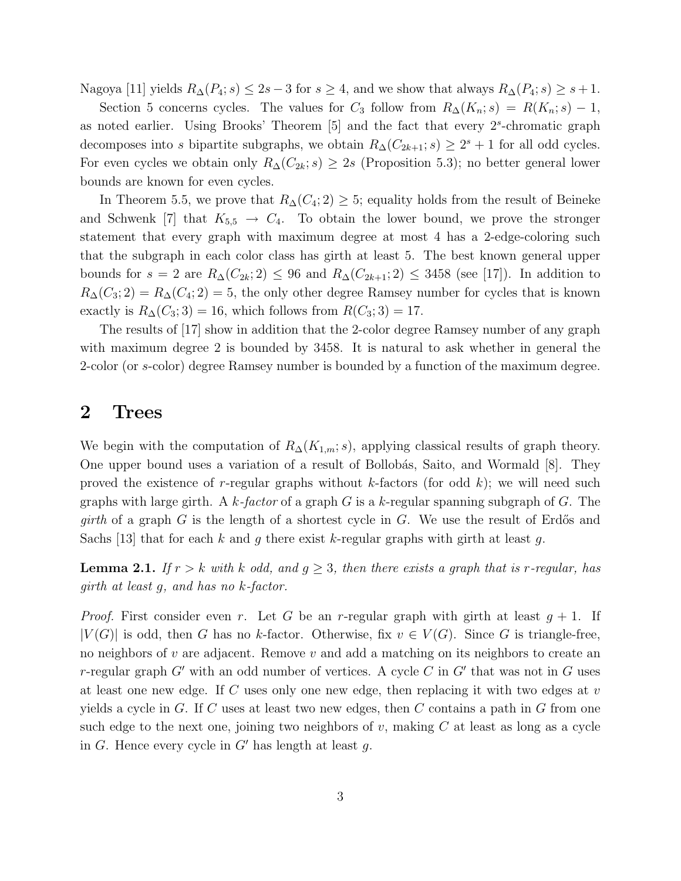Nagoya [11] yields $R_\Delta(P_4; s) \le 2s - 3$ for $s \ge 4$, and we show that always $R_\Delta(P_4; s) \ge s + 1$.

Section 5 concerns cycles. The values for $C_3$ follow from $R_\Delta(K_n; s) = R(K_n; s) - 1$, as noted earlier. Using Brooks' Theorem [5] and the fact that every $2^s$-chromatic graph decomposes into $s$ bipartite subgraphs, we obtain $R_\Delta(C_{2k+1}; s) \ge 2^s + 1$ for all odd cycles. For even cycles we obtain only $R_\Delta(C_{2k}; s) \ge 2s$ (Proposition 5.3); no better general lower bounds are known for even cycles.

In Theorem 5.5, we prove that $R_\Delta(C_4; 2) \ge 5$; equality holds from the result of Beineke and Schwenk [7] that $K_{5,5} \to C_4$. To obtain the lower bound, we prove the stronger statement that every graph with maximum degree at most 4 has a 2-edge-coloring such that the subgraph in each color class has girth at least 5. The best known general upper bounds for $s = 2$ are $R_\Delta(C_{2k}; 2) \le 96$ and $R_\Delta(C_{2k+1}; 2) \le 3458$ (see [17]). In addition to $R_\Delta(C_3; 2) = R_\Delta(C_4; 2) = 5$, the only other degree Ramsey number for cycles that is known exactly is $R_\Delta(C_3; 3) = 16$, which follows from $R(C_3; 3) = 17$.

The results of [17] show in addition that the 2-color degree Ramsey number of any graph with maximum degree 2 is bounded by 3458. It is natural to ask whether in general the 2-color (or $s$-color) degree Ramsey number is bounded by a function of the maximum degree.

## 2 Trees

We begin with the computation of $R_\Delta(K_{1,m}; s)$, applying classical results of graph theory. One upper bound uses a variation of a result of Bollobás, Saito, and Wormald [8]. They proved the existence of $r$-regular graphs without $k$-factors (for odd $k$); we will need such graphs with large girth. A *$k$-factor* of a graph $G$ is a $k$-regular spanning subgraph of $G$. The *girth* of a graph $G$ is the length of a shortest cycle in $G$. We use the result of Erdős and Sachs [13] that for each $k$ and $g$ there exist $k$-regular graphs with girth at least $g$.

**Lemma 2.1.** *If $r > k$ with $k$ odd, and $g \ge 3$, then there exists a graph that is $r$-regular, has girth at least $g$, and has no $k$-factor.*

*Proof.* First consider even $r$. Let $G$ be an $r$-regular graph with girth at least $g + 1$. If $|V(G)|$ is odd, then $G$ has no $k$-factor. Otherwise, fix $v \in V(G)$. Since $G$ is triangle-free, no neighbors of $v$ are adjacent. Remove $v$ and add a matching on its neighbors to create an $r$-regular graph $G'$ with an odd number of vertices. A cycle $C$ in $G'$ that was not in $G$ uses at least one new edge. If $C$ uses only one new edge, then replacing it with two edges at $v$ yields a cycle in $G$. If $C$ uses at least two new edges, then $C$ contains a path in $G$ from one such edge to the next one, joining two neighbors of $v$, making $C$ at least as long as a cycle in $G$. Hence every cycle in $G'$ has length at least $g$.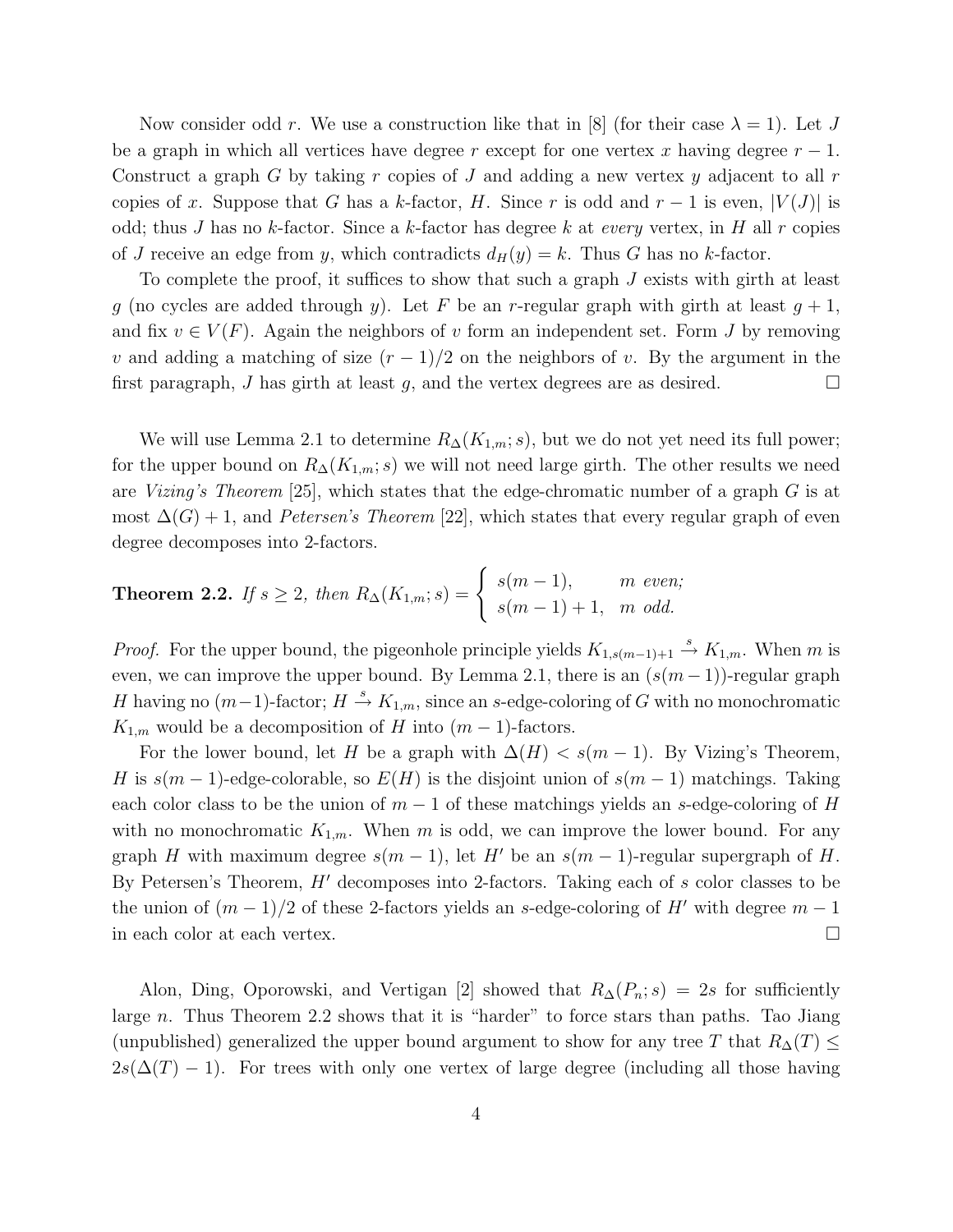Now consider odd $r$. We use a construction like that in [8] (for their case $\lambda = 1$). Let $J$ be a graph in which all vertices have degree $r$ except for one vertex $x$ having degree $r-1$. Construct a graph $G$ by taking $r$ copies of $J$ and adding a new vertex $y$ adjacent to all $r$ copies of $x$. Suppose that $G$ has a $k$-factor, $H$. Since $r$ is odd and $r-1$ is even, $|V(J)|$ is odd; thus $J$ has no $k$-factor. Since a $k$-factor has degree $k$ at *every* vertex, in $H$ all $r$ copies of $J$ receive an edge from $y$, which contradicts $d_H(y) = k$. Thus $G$ has no $k$-factor.

To complete the proof, it suffices to show that such a graph $J$ exists with girth at least $g$ (no cycles are added through $y$). Let $F$ be an $r$-regular graph with girth at least $g+1$, and fix $v \in V(F)$. Again the neighbors of $v$ form an independent set. Form $J$ by removing $v$ and adding a matching of size $(r-1)/2$ on the neighbors of $v$. By the argument in the first paragraph, $J$ has girth at least $g$, and the vertex degrees are as desired. □

We will use Lemma 2.1 to determine $R_\Delta(K_{1,m}; s)$, but we do not yet need its full power; for the upper bound on $R_\Delta(K_{1,m}; s)$ we will not need large girth. The other results we need are *Vizing's Theorem* [25], which states that the edge-chromatic number of a graph $G$ is at most $\Delta(G)+1$, and *Petersen's Theorem* [22], which states that every regular graph of even degree decomposes into 2-factors.

**Theorem 2.2.** *If $s \geq 2$, then* $R_\Delta(K_{1,m}; s) = \begin{cases} s(m-1), & m \text{ even;} \\ s(m-1)+1, & m \text{ odd.} \end{cases}$

*Proof.* For the upper bound, the pigeonhole principle yields $K_{1,s(m-1)+1} \xrightarrow{s} K_{1,m}$. When $m$ is even, we can improve the upper bound. By Lemma 2.1, there is an $(s(m-1))$-regular graph $H$ having no $(m-1)$-factor; $H \xrightarrow{s} K_{1,m}$, since an $s$-edge-coloring of $G$ with no monochromatic $K_{1,m}$ would be a decomposition of $H$ into $(m-1)$-factors.

For the lower bound, let $H$ be a graph with $\Delta(H) < s(m-1)$. By Vizing's Theorem, $H$ is $s(m-1)$-edge-colorable, so $E(H)$ is the disjoint union of $s(m-1)$ matchings. Taking each color class to be the union of $m-1$ of these matchings yields an $s$-edge-coloring of $H$ with no monochromatic $K_{1,m}$. When $m$ is odd, we can improve the lower bound. For any graph $H$ with maximum degree $s(m-1)$, let $H'$ be an $s(m-1)$-regular supergraph of $H$. By Petersen's Theorem, $H'$ decomposes into 2-factors. Taking each of $s$ color classes to be the union of $(m-1)/2$ of these 2-factors yields an $s$-edge-coloring of $H'$ with degree $m-1$ in each color at each vertex. □

Alon, Ding, Oporowski, and Vertigan [2] showed that $R_\Delta(P_n; s) = 2s$ for sufficiently large $n$. Thus Theorem 2.2 shows that it is "harder" to force stars than paths. Tao Jiang (unpublished) generalized the upper bound argument to show for any tree $T$ that $R_\Delta(T) \leq 2s(\Delta(T)-1)$. For trees with only one vertex of large degree (including all those having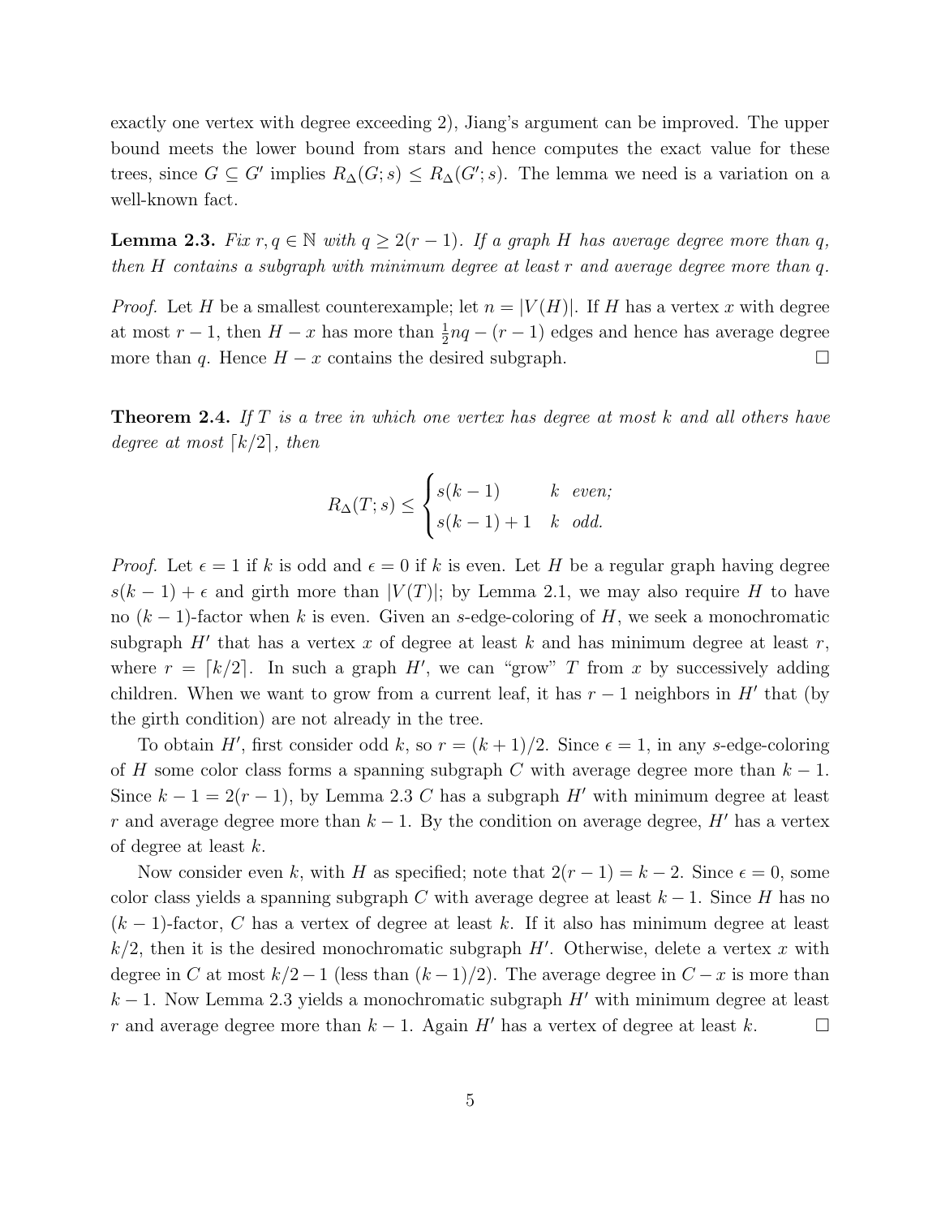exactly one vertex with degree exceeding 2), Jiang's argument can be improved. The upper bound meets the lower bound from stars and hence computes the exact value for these trees, since $G \subseteq G'$ implies $R_\Delta(G;s) \le R_\Delta(G';s)$. The lemma we need is a variation on a well-known fact.

**Lemma 2.3.** *Fix $r, q \in \mathbb{N}$ with $q \ge 2(r-1)$. If a graph $H$ has average degree more than $q$, then $H$ contains a subgraph with minimum degree at least $r$ and average degree more than $q$.*

*Proof.* Let $H$ be a smallest counterexample; let $n = |V(H)|$. If $H$ has a vertex $x$ with degree at most $r-1$, then $H - x$ has more than $\frac{1}{2}nq - (r-1)$ edges and hence has average degree more than $q$. Hence $H - x$ contains the desired subgraph. □

**Theorem 2.4.** *If $T$ is a tree in which one vertex has degree at most $k$ and all others have degree at most $\lceil k/2 \rceil$, then*

$$R_\Delta(T;s) \le \begin{cases} s(k-1) & k \text{ even;} \\ s(k-1)+1 & k \text{ odd.} \end{cases}$$

*Proof.* Let $\epsilon = 1$ if $k$ is odd and $\epsilon = 0$ if $k$ is even. Let $H$ be a regular graph having degree $s(k-1)+\epsilon$ and girth more than $|V(T)|$; by Lemma 2.1, we may also require $H$ to have no $(k-1)$-factor when $k$ is even. Given an $s$-edge-coloring of $H$, we seek a monochromatic subgraph $H'$ that has a vertex $x$ of degree at least $k$ and has minimum degree at least $r$, where $r = \lceil k/2 \rceil$. In such a graph $H'$, we can "grow" $T$ from $x$ by successively adding children. When we want to grow from a current leaf, it has $r-1$ neighbors in $H'$ that (by the girth condition) are not already in the tree.

To obtain $H'$, first consider odd $k$, so $r = (k+1)/2$. Since $\epsilon = 1$, in any $s$-edge-coloring of $H$ some color class forms a spanning subgraph $C$ with average degree more than $k-1$. Since $k-1 = 2(r-1)$, by Lemma 2.3 $C$ has a subgraph $H'$ with minimum degree at least $r$ and average degree more than $k-1$. By the condition on average degree, $H'$ has a vertex of degree at least $k$.

Now consider even $k$, with $H$ as specified; note that $2(r-1) = k-2$. Since $\epsilon = 0$, some color class yields a spanning subgraph $C$ with average degree at least $k-1$. Since $H$ has no $(k-1)$-factor, $C$ has a vertex of degree at least $k$. If it also has minimum degree at least $k/2$, then it is the desired monochromatic subgraph $H'$. Otherwise, delete a vertex $x$ with degree in $C$ at most $k/2-1$ (less than $(k-1)/2$). The average degree in $C - x$ is more than $k-1$. Now Lemma 2.3 yields a monochromatic subgraph $H'$ with minimum degree at least $r$ and average degree more than $k-1$. Again $H'$ has a vertex of degree at least $k$. □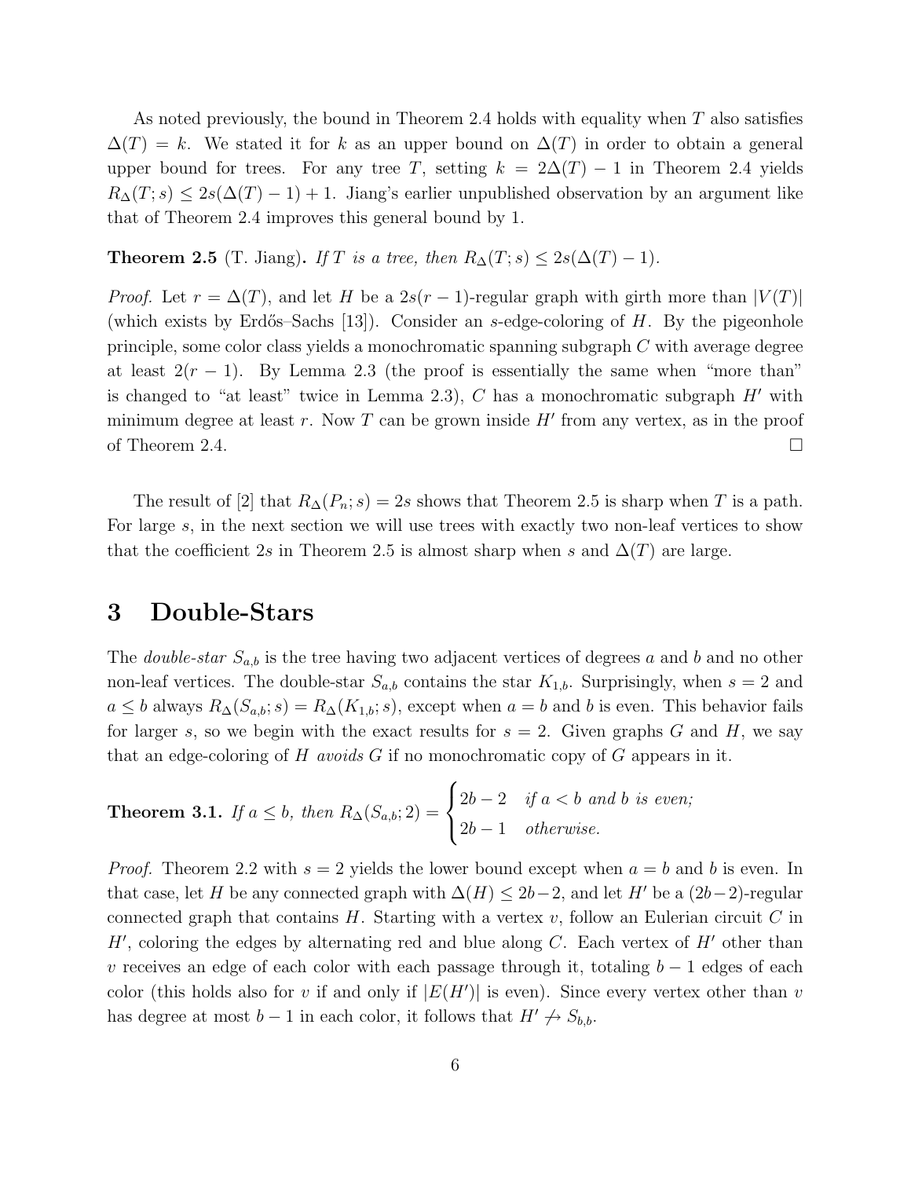As noted previously, the bound in Theorem 2.4 holds with equality when $T$ also satisfies $\Delta(T) = k$. We stated it for $k$ as an upper bound on $\Delta(T)$ in order to obtain a general upper bound for trees. For any tree $T$, setting $k = 2\Delta(T) - 1$ in Theorem 2.4 yields $R_\Delta(T; s) \le 2s(\Delta(T) - 1) + 1$. Jiang's earlier unpublished observation by an argument like that of Theorem 2.4 improves this general bound by 1.

**Theorem 2.5** (T. Jiang)**.** *If $T$ is a tree, then $R_\Delta(T; s) \le 2s(\Delta(T) - 1)$.*

*Proof.* Let $r = \Delta(T)$, and let $H$ be a $2s(r-1)$-regular graph with girth more than $|V(T)|$ (which exists by Erdős–Sachs [13]). Consider an $s$-edge-coloring of $H$. By the pigeonhole principle, some color class yields a monochromatic spanning subgraph $C$ with average degree at least $2(r-1)$. By Lemma 2.3 (the proof is essentially the same when "more than" is changed to "at least" twice in Lemma 2.3), $C$ has a monochromatic subgraph $H'$ with minimum degree at least $r$. Now $T$ can be grown inside $H'$ from any vertex, as in the proof of Theorem 2.4. □

The result of [2] that $R_\Delta(P_n; s) = 2s$ shows that Theorem 2.5 is sharp when $T$ is a path. For large $s$, in the next section we will use trees with exactly two non-leaf vertices to show that the coefficient $2s$ in Theorem 2.5 is almost sharp when $s$ and $\Delta(T)$ are large.

# 3 Double-Stars

The *double-star* $S_{a,b}$ is the tree having two adjacent vertices of degrees $a$ and $b$ and no other non-leaf vertices. The double-star $S_{a,b}$ contains the star $K_{1,b}$. Surprisingly, when $s = 2$ and $a \le b$ always $R_\Delta(S_{a,b}; s) = R_\Delta(K_{1,b}; s)$, except when $a = b$ and $b$ is even. This behavior fails for larger $s$, so we begin with the exact results for $s = 2$. Given graphs $G$ and $H$, we say that an edge-coloring of $H$ *avoids* $G$ if no monochromatic copy of $G$ appears in it.

**Theorem 3.1.** *If $a \le b$, then* $R_\Delta(S_{a,b}; 2) = \begin{cases} 2b-2 & \text{if } a < b \text{ and } b \text{ is even;} \\ 2b-1 & \text{otherwise.} \end{cases}$

*Proof.* Theorem 2.2 with $s = 2$ yields the lower bound except when $a = b$ and $b$ is even. In that case, let $H$ be any connected graph with $\Delta(H) \le 2b-2$, and let $H'$ be a $(2b-2)$-regular connected graph that contains $H$. Starting with a vertex $v$, follow an Eulerian circuit $C$ in $H'$, coloring the edges by alternating red and blue along $C$. Each vertex of $H'$ other than $v$ receives an edge of each color with each passage through it, totaling $b-1$ edges of each color (this holds also for $v$ if and only if $|E(H')|$ is even). Since every vertex other than $v$ has degree at most $b-1$ in each color, it follows that $H' \not\to S_{b,b}$.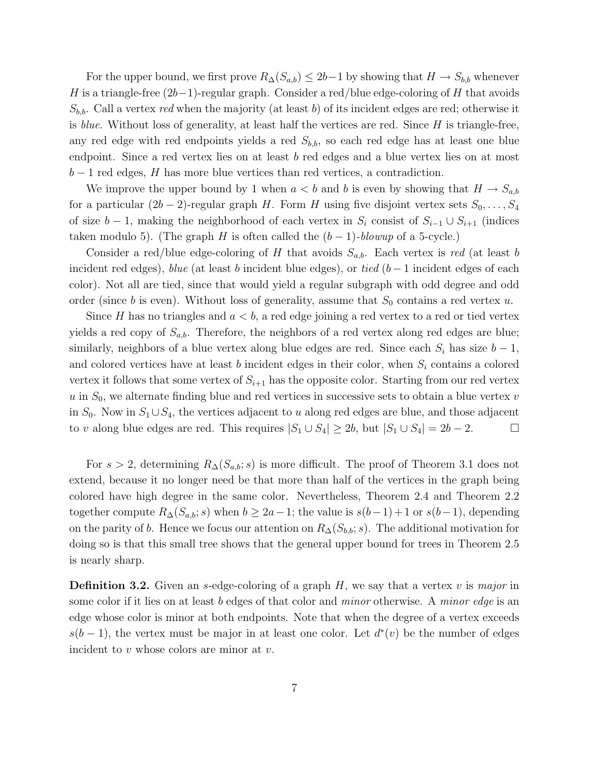For the upper bound, we first prove $R_\Delta(S_{a,b}) \le 2b-1$ by showing that $H \to S_{b,b}$ whenever $H$ is a triangle-free $(2b-1)$-regular graph. Consider a red/blue edge-coloring of $H$ that avoids $S_{b,b}$. Call a vertex *red* when the majority (at least $b$) of its incident edges are red; otherwise it is *blue*. Without loss of generality, at least half the vertices are red. Since $H$ is triangle-free, any red edge with red endpoints yields a red $S_{b,b}$, so each red edge has at least one blue endpoint. Since a red vertex lies on at least $b$ red edges and a blue vertex lies on at most $b-1$ red edges, $H$ has more blue vertices than red vertices, a contradiction.

We improve the upper bound by 1 when $a < b$ and $b$ is even by showing that $H \to S_{a,b}$ for a particular $(2b-2)$-regular graph $H$. Form $H$ using five disjoint vertex sets $S_0, \ldots, S_4$ of size $b-1$, making the neighborhood of each vertex in $S_i$ consist of $S_{i-1} \cup S_{i+1}$ (indices taken modulo 5). (The graph $H$ is often called the $(b-1)$-*blowup* of a 5-cycle.)

Consider a red/blue edge-coloring of $H$ that avoids $S_{a,b}$. Each vertex is *red* (at least $b$ incident red edges), *blue* (at least $b$ incident blue edges), or *tied* ($b-1$ incident edges of each color). Not all are tied, since that would yield a regular subgraph with odd degree and odd order (since $b$ is even). Without loss of generality, assume that $S_0$ contains a red vertex $u$.

Since $H$ has no triangles and $a < b$, a red edge joining a red vertex to a red or tied vertex yields a red copy of $S_{a,b}$. Therefore, the neighbors of a red vertex along red edges are blue; similarly, neighbors of a blue vertex along blue edges are red. Since each $S_i$ has size $b-1$, and colored vertices have at least $b$ incident edges in their color, when $S_i$ contains a colored vertex it follows that some vertex of $S_{i+1}$ has the opposite color. Starting from our red vertex $u$ in $S_0$, we alternate finding blue and red vertices in successive sets to obtain a blue vertex $v$ in $S_0$. Now in $S_1 \cup S_4$, the vertices adjacent to $u$ along red edges are blue, and those adjacent to $v$ along blue edges are red. This requires $|S_1 \cup S_4| \ge 2b$, but $|S_1 \cup S_4| = 2b-2$. □

For $s > 2$, determining $R_\Delta(S_{a,b}; s)$ is more difficult. The proof of Theorem 3.1 does not extend, because it no longer need be that more than half of the vertices in the graph being colored have high degree in the same color. Nevertheless, Theorem 2.4 and Theorem 2.2 together compute $R_\Delta(S_{a,b}; s)$ when $b \ge 2a-1$; the value is $s(b-1)+1$ or $s(b-1)$, depending on the parity of $b$. Hence we focus our attention on $R_\Delta(S_{b,b}; s)$. The additional motivation for doing so is that this small tree shows that the general upper bound for trees in Theorem 2.5 is nearly sharp.

**Definition 3.2.** Given an $s$-edge-coloring of a graph $H$, we say that a vertex $v$ is *major* in some color if it lies on at least $b$ edges of that color and *minor* otherwise. A *minor edge* is an edge whose color is minor at both endpoints. Note that when the degree of a vertex exceeds $s(b-1)$, the vertex must be major in at least one color. Let $d^*(v)$ be the number of edges incident to $v$ whose colors are minor at $v$.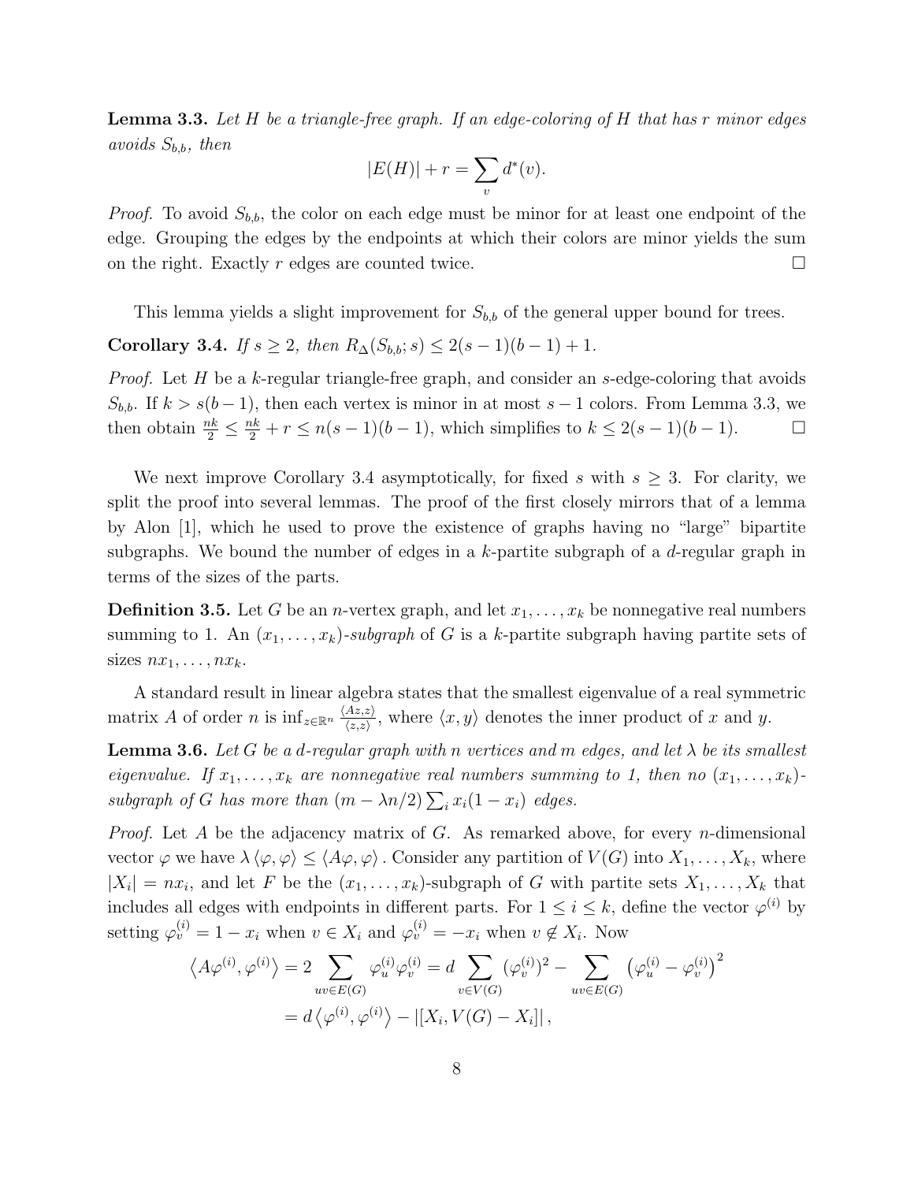**Lemma 3.3.** *Let $H$ be a triangle-free graph. If an edge-coloring of $H$ that has $r$ minor edges avoids $S_{b,b}$, then*

$$|E(H)| + r = \sum_v d^*(v).$$

*Proof.* To avoid $S_{b,b}$, the color on each edge must be minor for at least one endpoint of the edge. Grouping the edges by the endpoints at which their colors are minor yields the sum on the right. Exactly $r$ edges are counted twice. $\square$

This lemma yields a slight improvement for $S_{b,b}$ of the general upper bound for trees.

**Corollary 3.4.** *If $s \geq 2$, then $R_\Delta(S_{b,b}; s) \leq 2(s-1)(b-1) + 1$.*

*Proof.* Let $H$ be a $k$-regular triangle-free graph, and consider an $s$-edge-coloring that avoids $S_{b,b}$. If $k > s(b-1)$, then each vertex is minor in at most $s-1$ colors. From Lemma 3.3, we then obtain $\frac{nk}{2} \leq \frac{nk}{2} + r \leq n(s-1)(b-1)$, which simplifies to $k \leq 2(s-1)(b-1)$. $\square$

We next improve Corollary 3.4 asymptotically, for fixed $s$ with $s \geq 3$. For clarity, we split the proof into several lemmas. The proof of the first closely mirrors that of a lemma by Alon [1], which he used to prove the existence of graphs having no "large" bipartite subgraphs. We bound the number of edges in a $k$-partite subgraph of a $d$-regular graph in terms of the sizes of the parts.

**Definition 3.5.** Let $G$ be an $n$-vertex graph, and let $x_1, \ldots, x_k$ be nonnegative real numbers summing to 1. An *$(x_1, \ldots, x_k)$-subgraph* of $G$ is a $k$-partite subgraph having partite sets of sizes $nx_1, \ldots, nx_k$.

A standard result in linear algebra states that the smallest eigenvalue of a real symmetric matrix $A$ of order $n$ is $\inf_{z \in \mathbb{R}^n} \frac{\langle Az, z \rangle}{\langle z, z \rangle}$, where $\langle x, y \rangle$ denotes the inner product of $x$ and $y$.

**Lemma 3.6.** *Let $G$ be a $d$-regular graph with $n$ vertices and $m$ edges, and let $\lambda$ be its smallest eigenvalue. If $x_1, \ldots, x_k$ are nonnegative real numbers summing to 1, then no $(x_1, \ldots, x_k)$-subgraph of $G$ has more than $(m - \lambda n/2) \sum_i x_i(1 - x_i)$ edges.*

*Proof.* Let $A$ be the adjacency matrix of $G$. As remarked above, for every $n$-dimensional vector $\varphi$ we have $\lambda \langle \varphi, \varphi \rangle \leq \langle A\varphi, \varphi \rangle$. Consider any partition of $V(G)$ into $X_1, \ldots, X_k$, where $|X_i| = nx_i$, and let $F$ be the $(x_1, \ldots, x_k)$-subgraph of $G$ with partite sets $X_1, \ldots, X_k$ that includes all edges with endpoints in different parts. For $1 \leq i \leq k$, define the vector $\varphi^{(i)}$ by setting $\varphi^{(i)}_v = 1 - x_i$ when $v \in X_i$ and $\varphi^{(i)}_v = -x_i$ when $v \notin X_i$. Now

$$\begin{aligned}
\left\langle A\varphi^{(i)}, \varphi^{(i)} \right\rangle &= 2 \sum_{uv \in E(G)} \varphi^{(i)}_u \varphi^{(i)}_v = d \sum_{v \in V(G)} (\varphi^{(i)}_v)^2 - \sum_{uv \in E(G)} \left( \varphi^{(i)}_u - \varphi^{(i)}_v \right)^2 \\
&= d \left\langle \varphi^{(i)}, \varphi^{(i)} \right\rangle - |[X_i, V(G) - X_i]|,
\end{aligned}$$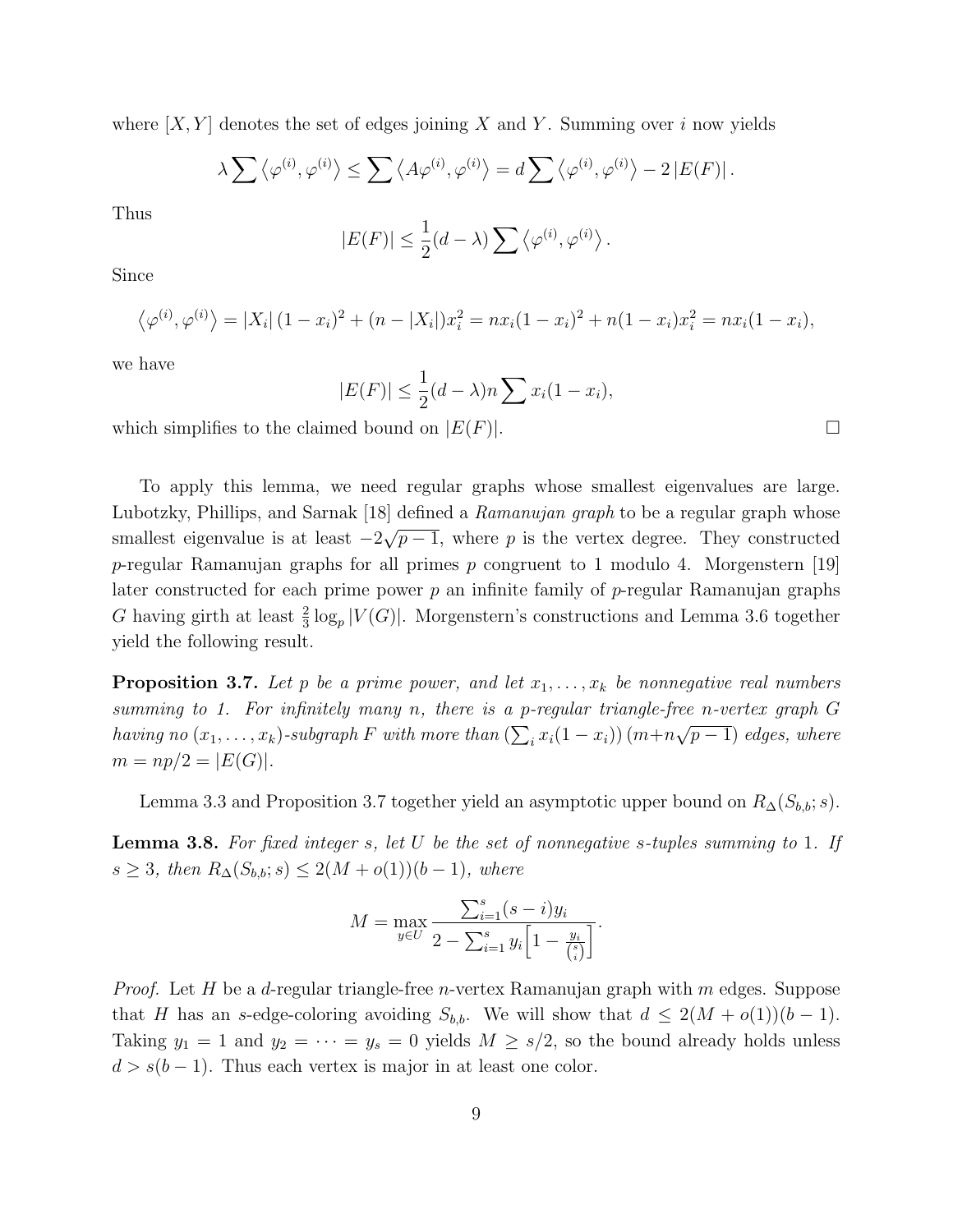where $[X, Y]$ denotes the set of edges joining $X$ and $Y$. Summing over $i$ now yields

$$\lambda \sum \left\langle \varphi^{(i)}, \varphi^{(i)} \right\rangle \leq \sum \left\langle A\varphi^{(i)}, \varphi^{(i)} \right\rangle = d \sum \left\langle \varphi^{(i)}, \varphi^{(i)} \right\rangle - 2\,|E(F)|\,.$$

Thus

$$|E(F)| \leq \frac{1}{2}(d-\lambda) \sum \left\langle \varphi^{(i)}, \varphi^{(i)} \right\rangle.$$

Since

$$\left\langle \varphi^{(i)}, \varphi^{(i)} \right\rangle = |X_i|\,(1-x_i)^2 + (n - |X_i|)x_i^2 = nx_i(1-x_i)^2 + n(1-x_i)x_i^2 = nx_i(1-x_i),$$

we have

$$|E(F)| \leq \frac{1}{2}(d-\lambda)n \sum x_i(1-x_i),$$

which simplifies to the claimed bound on $|E(F)|$. □

To apply this lemma, we need regular graphs whose smallest eigenvalues are large. Lubotzky, Phillips, and Sarnak [18] defined a *Ramanujan graph* to be a regular graph whose smallest eigenvalue is at least $-2\sqrt{p-1}$, where $p$ is the vertex degree. They constructed $p$-regular Ramanujan graphs for all primes $p$ congruent to 1 modulo 4. Morgenstern [19] later constructed for each prime power $p$ an infinite family of $p$-regular Ramanujan graphs $G$ having girth at least $\frac{2}{3}\log_p |V(G)|$. Morgenstern's constructions and Lemma 3.6 together yield the following result.

**Proposition 3.7.** *Let $p$ be a prime power, and let $x_1, \ldots, x_k$ be nonnegative real numbers summing to 1. For infinitely many $n$, there is a $p$-regular triangle-free $n$-vertex graph $G$ having no $(x_1, \ldots, x_k)$-subgraph $F$ with more than $(\sum_i x_i(1-x_i))\,(m+n\sqrt{p-1})$ edges, where $m = np/2 = |E(G)|$.*

Lemma 3.3 and Proposition 3.7 together yield an asymptotic upper bound on $R_\Delta(S_{b,b}; s)$.

**Lemma 3.8.** *For fixed integer $s$, let $U$ be the set of nonnegative $s$-tuples summing to 1. If $s \geq 3$, then $R_\Delta(S_{b,b}; s) \leq 2(M + o(1))(b-1)$, where*

$$M = \max_{y \in U} \frac{\sum_{i=1}^{s}(s-i)y_i}{2 - \sum_{i=1}^{s} y_i \Big[1 - \frac{y_i}{\binom{s}{i}}\Big]}.$$

*Proof.* Let $H$ be a $d$-regular triangle-free $n$-vertex Ramanujan graph with $m$ edges. Suppose that $H$ has an $s$-edge-coloring avoiding $S_{b,b}$. We will show that $d \leq 2(M + o(1))(b-1)$. Taking $y_1 = 1$ and $y_2 = \cdots = y_s = 0$ yields $M \geq s/2$, so the bound already holds unless $d > s(b-1)$. Thus each vertex is major in at least one color.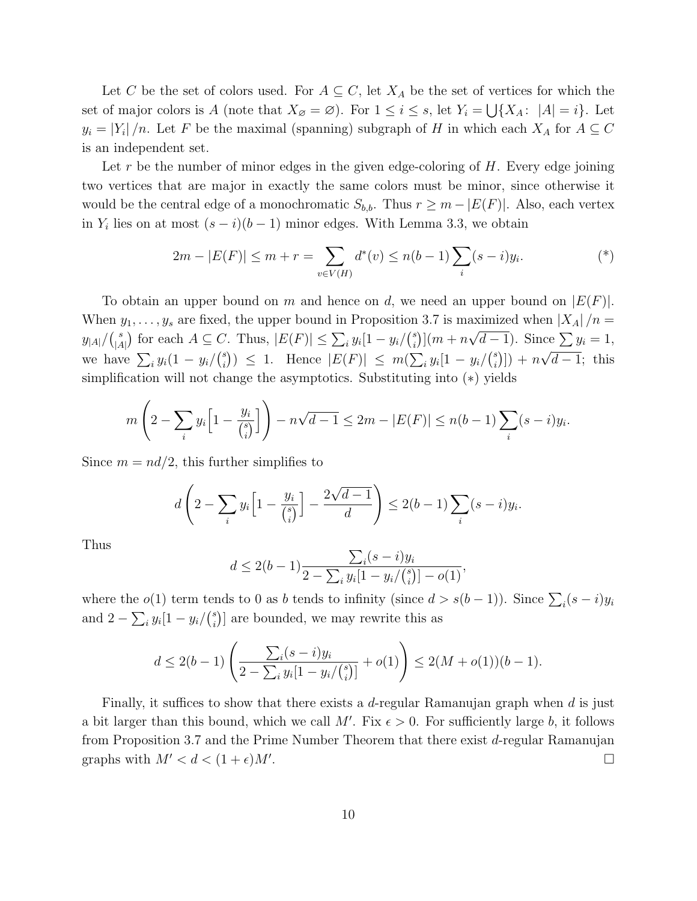Let $C$ be the set of colors used. For $A \subseteq C$, let $X_A$ be the set of vertices for which the set of major colors is $A$ (note that $X_\varnothing = \varnothing$). For $1 \le i \le s$, let $Y_i = \bigcup\{X_A\colon\ |A| = i\}$. Let $y_i = |Y_i|/n$. Let $F$ be the maximal (spanning) subgraph of $H$ in which each $X_A$ for $A \subseteq C$ is an independent set.

Let $r$ be the number of minor edges in the given edge-coloring of $H$. Every edge joining two vertices that are major in exactly the same colors must be minor, since otherwise it would be the central edge of a monochromatic $S_{b,b}$. Thus $r \ge m - |E(F)|$. Also, each vertex in $Y_i$ lies on at most $(s-i)(b-1)$ minor edges. With Lemma 3.3, we obtain

$$2m - |E(F)| \le m + r = \sum_{v \in V(H)} d^*(v) \le n(b-1)\sum_i (s-i)y_i. \tag{*}$$

To obtain an upper bound on $m$ and hence on $d$, we need an upper bound on $|E(F)|$. When $y_1, \ldots, y_s$ are fixed, the upper bound in Proposition 3.7 is maximized when $|X_A|/n = y_{|A|}/\binom{s}{|A|}$ for each $A \subseteq C$. Thus, $|E(F)| \le \sum_i y_i[1 - y_i/\binom{s}{i}](m + n\sqrt{d-1})$. Since $\sum y_i = 1$, we have $\sum_i y_i(1 - y_i/\binom{s}{i}) \le 1$. Hence $|E(F)| \le m(\sum_i y_i[1 - y_i/\binom{s}{i}]) + n\sqrt{d-1}$; this simplification will not change the asymptotics. Substituting into $(*)$ yields

$$m\left(2 - \sum_i y_i\Big[1 - \frac{y_i}{\binom{s}{i}}\Big]\right) - n\sqrt{d-1} \le 2m - |E(F)| \le n(b-1)\sum_i (s-i)y_i.$$

Since $m = nd/2$, this further simplifies to

$$d\left(2 - \sum_i y_i\Big[1 - \frac{y_i}{\binom{s}{i}}\Big] - \frac{2\sqrt{d-1}}{d}\right) \le 2(b-1)\sum_i (s-i)y_i.$$

Thus

$$d \le 2(b-1)\frac{\sum_i (s-i)y_i}{2 - \sum_i y_i[1 - y_i/\binom{s}{i}] - o(1)},$$

where the $o(1)$ term tends to 0 as $b$ tends to infinity (since $d > s(b-1)$). Since $\sum_i (s-i)y_i$ and $2 - \sum_i y_i[1 - y_i/\binom{s}{i}]$ are bounded, we may rewrite this as

$$d \le 2(b-1)\left(\frac{\sum_i (s-i)y_i}{2 - \sum_i y_i[1 - y_i/\binom{s}{i}]} + o(1)\right) \le 2(M + o(1))(b-1).$$

Finally, it suffices to show that there exists a $d$-regular Ramanujan graph when $d$ is just a bit larger than this bound, which we call $M'$. Fix $\epsilon > 0$. For sufficiently large $b$, it follows from Proposition 3.7 and the Prime Number Theorem that there exist $d$-regular Ramanujan graphs with $M' < d < (1+\epsilon)M'$. $\square$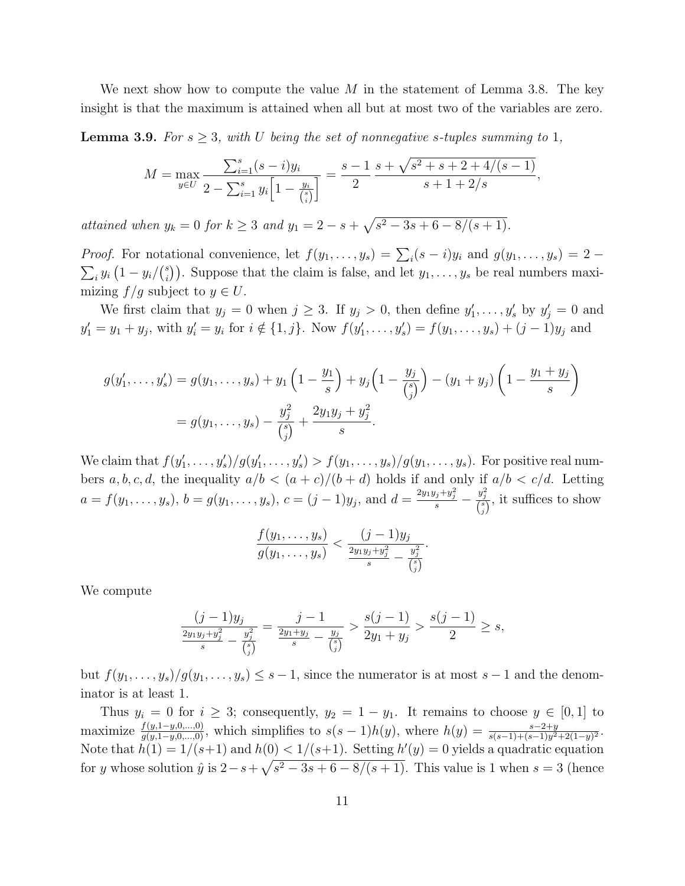We next show how to compute the value $M$ in the statement of Lemma 3.8. The key insight is that the maximum is attained when all but at most two of the variables are zero.

**Lemma 3.9.** *For $s \geq 3$, with $U$ being the set of nonnegative $s$-tuples summing to 1,*

$$M = \max_{y \in U} \frac{\sum_{i=1}^{s} (s-i) y_i}{2 - \sum_{i=1}^{s} y_i \Big[1 - \frac{y_i}{\binom{s}{i}}\Big]} = \frac{s-1}{2} \, \frac{s + \sqrt{s^2 + s + 2 + 4/(s-1)}}{s + 1 + 2/s},$$

*attained when $y_k = 0$ for $k \geq 3$ and $y_1 = 2 - s + \sqrt{s^2 - 3s + 6 - 8/(s+1)}$.*

*Proof.* For notational convenience, let $f(y_1, \ldots, y_s) = \sum_i (s-i) y_i$ and $g(y_1, \ldots, y_s) = 2 - \sum_i y_i \left(1 - y_i/\binom{s}{i}\right)$. Suppose that the claim is false, and let $y_1, \ldots, y_s$ be real numbers maximizing $f/g$ subject to $y \in U$.

We first claim that $y_j = 0$ when $j \geq 3$. If $y_j > 0$, then define $y_1', \ldots, y_s'$ by $y_j' = 0$ and $y_1' = y_1 + y_j$, with $y_i' = y_i$ for $i \notin \{1, j\}$. Now $f(y_1', \ldots, y_s') = f(y_1, \ldots, y_s) + (j-1) y_j$ and

$$\begin{aligned}
g(y_1', \ldots, y_s') &= g(y_1, \ldots, y_s) + y_1 \left(1 - \frac{y_1}{s}\right) + y_j \Big(1 - \frac{y_j}{\binom{s}{j}}\Big) - (y_1 + y_j) \left(1 - \frac{y_1 + y_j}{s}\right) \\
&= g(y_1, \ldots, y_s) - \frac{y_j^2}{\binom{s}{j}} + \frac{2 y_1 y_j + y_j^2}{s}.
\end{aligned}$$

We claim that $f(y_1', \ldots, y_s')/g(y_1', \ldots, y_s') > f(y_1, \ldots, y_s)/g(y_1, \ldots, y_s)$. For positive real numbers $a, b, c, d$, the inequality $a/b < (a+c)/(b+d)$ holds if and only if $a/b < c/d$. Letting $a = f(y_1, \ldots, y_s)$, $b = g(y_1, \ldots, y_s)$, $c = (j-1) y_j$, and $d = \frac{2 y_1 y_j + y_j^2}{s} - \frac{y_j^2}{\binom{s}{j}}$, it suffices to show

$$\frac{f(y_1, \ldots, y_s)}{g(y_1, \ldots, y_s)} < \frac{(j-1) y_j}{\frac{2 y_1 y_j + y_j^2}{s} - \frac{y_j^2}{\binom{s}{j}}}.$$

We compute

$$\frac{(j-1) y_j}{\frac{2 y_1 y_j + y_j^2}{s} - \frac{y_j^2}{\binom{s}{j}}} = \frac{j-1}{\frac{2 y_1 + y_j}{s} - \frac{y_j}{\binom{s}{j}}} > \frac{s(j-1)}{2 y_1 + y_j} > \frac{s(j-1)}{2} \geq s,$$

but $f(y_1, \ldots, y_s)/g(y_1, \ldots, y_s) \leq s - 1$, since the numerator is at most $s-1$ and the denominator is at least 1.

Thus $y_i = 0$ for $i \geq 3$; consequently, $y_2 = 1 - y_1$. It remains to choose $y \in [0,1]$ to maximize $\frac{f(y, 1-y, 0, \ldots, 0)}{g(y, 1-y, 0, \ldots, 0)}$, which simplifies to $s(s-1) h(y)$, where $h(y) = \frac{s - 2 + y}{s(s-1) + (s-1) y^2 + 2(1-y)^2}$. Note that $h(1) = 1/(s+1)$ and $h(0) < 1/(s+1)$. Setting $h'(y) = 0$ yields a quadratic equation for $y$ whose solution $\hat{y}$ is $2 - s + \sqrt{s^2 - 3s + 6 - 8/(s+1)}$. This value is 1 when $s = 3$ (hence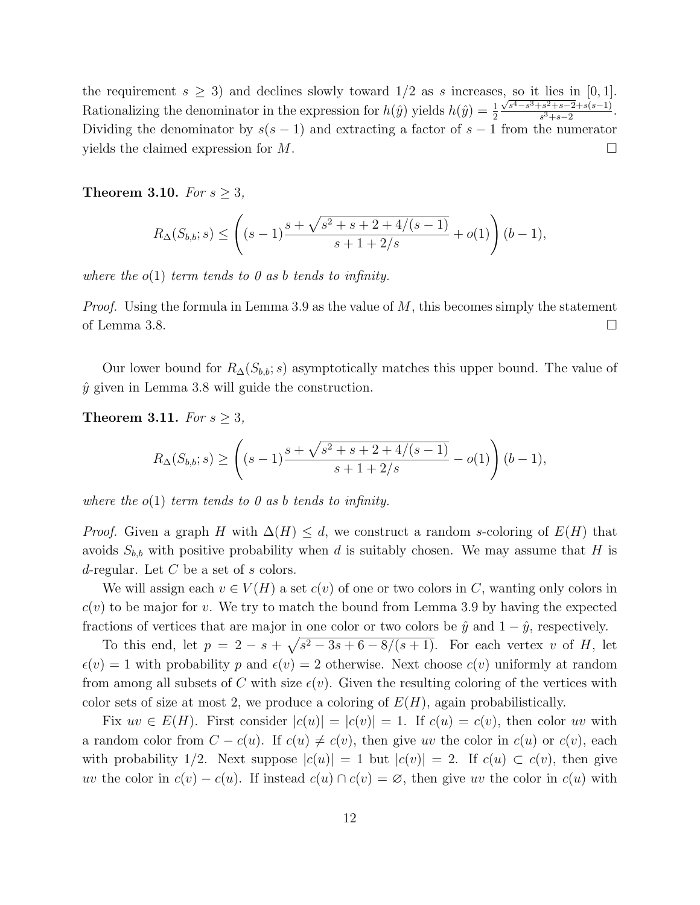the requirement $s \geq 3$) and declines slowly toward $1/2$ as $s$ increases, so it lies in $[0,1]$. Rationalizing the denominator in the expression for $h(\hat{y})$ yields $h(\hat{y}) = \frac{1}{2}\frac{\sqrt{s^4-s^3+s^2+s-2}+s(s-1)}{s^3+s-2}$. Dividing the denominator by $s(s-1)$ and extracting a factor of $s-1$ from the numerator yields the claimed expression for $M$. □

**Theorem 3.10.** *For $s \geq 3$,*

$$R_\Delta(S_{b,b}; s) \leq \left( (s-1)\frac{s+\sqrt{s^2+s+2+4/(s-1)}}{s+1+2/s} + o(1) \right)(b-1),$$

*where the $o(1)$ term tends to 0 as $b$ tends to infinity.*

*Proof.* Using the formula in Lemma 3.9 as the value of $M$, this becomes simply the statement of Lemma 3.8. □

Our lower bound for $R_\Delta(S_{b,b}; s)$ asymptotically matches this upper bound. The value of $\hat{y}$ given in Lemma 3.8 will guide the construction.

**Theorem 3.11.** *For $s \geq 3$,*

$$R_\Delta(S_{b,b}; s) \geq \left( (s-1)\frac{s+\sqrt{s^2+s+2+4/(s-1)}}{s+1+2/s} - o(1) \right)(b-1),$$

*where the $o(1)$ term tends to 0 as $b$ tends to infinity.*

*Proof.* Given a graph $H$ with $\Delta(H) \leq d$, we construct a random $s$-coloring of $E(H)$ that avoids $S_{b,b}$ with positive probability when $d$ is suitably chosen. We may assume that $H$ is $d$-regular. Let $C$ be a set of $s$ colors.

We will assign each $v \in V(H)$ a set $c(v)$ of one or two colors in $C$, wanting only colors in $c(v)$ to be major for $v$. We try to match the bound from Lemma 3.9 by having the expected fractions of vertices that are major in one color or two colors be $\hat{y}$ and $1-\hat{y}$, respectively.

To this end, let $p = 2 - s + \sqrt{s^2-3s+6-8/(s+1)}$. For each vertex $v$ of $H$, let $\epsilon(v) = 1$ with probability $p$ and $\epsilon(v) = 2$ otherwise. Next choose $c(v)$ uniformly at random from among all subsets of $C$ with size $\epsilon(v)$. Given the resulting coloring of the vertices with color sets of size at most 2, we produce a coloring of $E(H)$, again probabilistically.

Fix $uv \in E(H)$. First consider $|c(u)| = |c(v)| = 1$. If $c(u) = c(v)$, then color $uv$ with a random color from $C - c(u)$. If $c(u) \neq c(v)$, then give $uv$ the color in $c(u)$ or $c(v)$, each with probability $1/2$. Next suppose $|c(u)| = 1$ but $|c(v)| = 2$. If $c(u) \subset c(v)$, then give $uv$ the color in $c(v) - c(u)$. If instead $c(u) \cap c(v) = \varnothing$, then give $uv$ the color in $c(u)$ with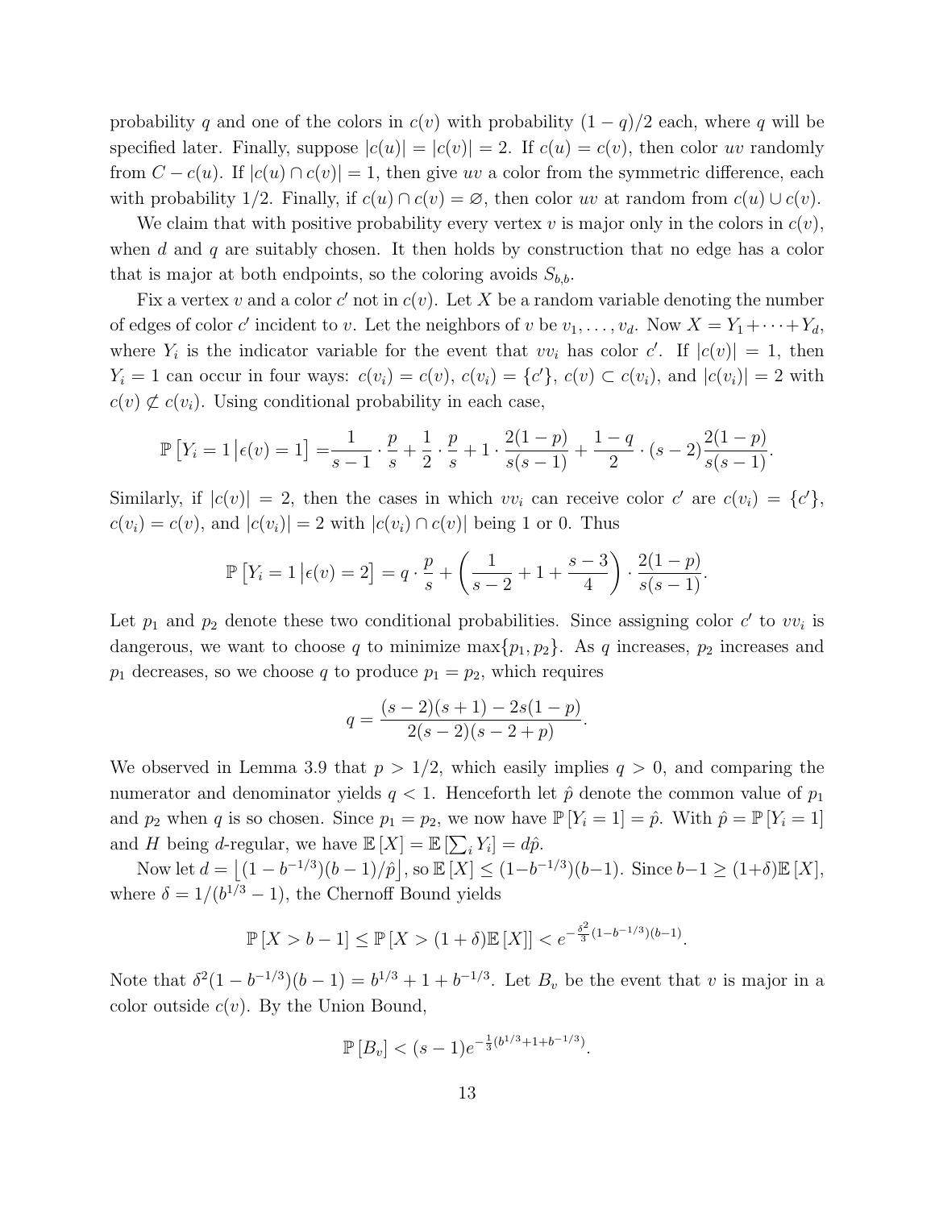probability $q$ and one of the colors in $c(v)$ with probability $(1-q)/2$ each, where $q$ will be specified later. Finally, suppose $|c(u)| = |c(v)| = 2$. If $c(u) = c(v)$, then color $uv$ randomly from $C - c(u)$. If $|c(u) \cap c(v)| = 1$, then give $uv$ a color from the symmetric difference, each with probability 1/2. Finally, if $c(u) \cap c(v) = \varnothing$, then color $uv$ at random from $c(u) \cup c(v)$.

We claim that with positive probability every vertex $v$ is major only in the colors in $c(v)$, when $d$ and $q$ are suitably chosen. It then holds by construction that no edge has a color that is major at both endpoints, so the coloring avoids $S_{b,b}$.

Fix a vertex $v$ and a color $c'$ not in $c(v)$. Let $X$ be a random variable denoting the number of edges of color $c'$ incident to $v$. Let the neighbors of $v$ be $v_1, \ldots, v_d$. Now $X = Y_1 + \cdots + Y_d$, where $Y_i$ is the indicator variable for the event that $vv_i$ has color $c'$. If $|c(v)| = 1$, then $Y_i = 1$ can occur in four ways: $c(v_i) = c(v)$, $c(v_i) = \{c'\}$, $c(v) \subset c(v_i)$, and $|c(v_i)| = 2$ with $c(v) \not\subset c(v_i)$. Using conditional probability in each case,

$$\mathbb{P}\left[Y_i = 1 \,\middle|\, \epsilon(v) = 1\right] = \frac{1}{s-1} \cdot \frac{p}{s} + \frac{1}{2} \cdot \frac{p}{s} + 1 \cdot \frac{2(1-p)}{s(s-1)} + \frac{1-q}{2} \cdot (s-2)\frac{2(1-p)}{s(s-1)}.$$

Similarly, if $|c(v)| = 2$, then the cases in which $vv_i$ can receive color $c'$ are $c(v_i) = \{c'\}$, $c(v_i) = c(v)$, and $|c(v_i)| = 2$ with $|c(v_i) \cap c(v)|$ being 1 or 0. Thus

$$\mathbb{P}\left[Y_i = 1 \,\middle|\, \epsilon(v) = 2\right] = q \cdot \frac{p}{s} + \left(\frac{1}{s-2} + 1 + \frac{s-3}{4}\right) \cdot \frac{2(1-p)}{s(s-1)}.$$

Let $p_1$ and $p_2$ denote these two conditional probabilities. Since assigning color $c'$ to $vv_i$ is dangerous, we want to choose $q$ to minimize $\max\{p_1, p_2\}$. As $q$ increases, $p_2$ increases and $p_1$ decreases, so we choose $q$ to produce $p_1 = p_2$, which requires

$$q = \frac{(s-2)(s+1) - 2s(1-p)}{2(s-2)(s-2+p)}.$$

We observed in Lemma 3.9 that $p > 1/2$, which easily implies $q > 0$, and comparing the numerator and denominator yields $q < 1$. Henceforth let $\hat{p}$ denote the common value of $p_1$ and $p_2$ when $q$ is so chosen. Since $p_1 = p_2$, we now have $\mathbb{P}[Y_i = 1] = \hat{p}$. With $\hat{p} = \mathbb{P}[Y_i = 1]$ and $H$ being $d$-regular, we have $\mathbb{E}[X] = \mathbb{E}\left[\sum_i Y_i\right] = d\hat{p}$.

Now let $d = \left\lfloor (1 - b^{-1/3})(b-1)/\hat{p} \right\rfloor$, so $\mathbb{E}[X] \le (1 - b^{-1/3})(b-1)$. Since $b - 1 \ge (1+\delta)\mathbb{E}[X]$, where $\delta = 1/(b^{1/3} - 1)$, the Chernoff Bound yields

$$\mathbb{P}[X > b-1] \le \mathbb{P}[X > (1+\delta)\mathbb{E}[X]] < e^{-\frac{\delta^2}{3}(1-b^{-1/3})(b-1)}.$$

Note that $\delta^2(1 - b^{-1/3})(b-1) = b^{1/3} + 1 + b^{-1/3}$. Let $B_v$ be the event that $v$ is major in a color outside $c(v)$. By the Union Bound,

$$\mathbb{P}[B_v] < (s-1)e^{-\frac{1}{3}(b^{1/3}+1+b^{-1/3})}.$$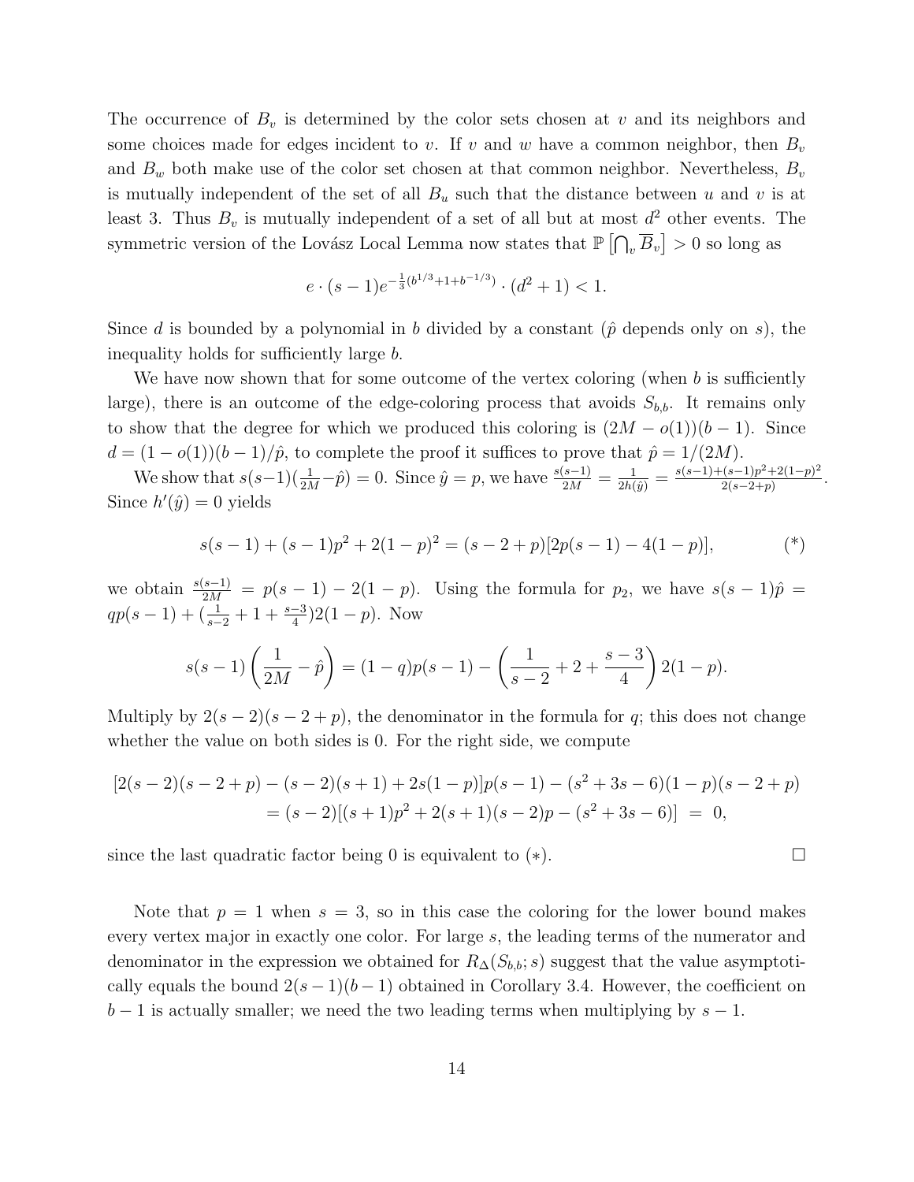The occurrence of $B_v$ is determined by the color sets chosen at $v$ and its neighbors and some choices made for edges incident to $v$. If $v$ and $w$ have a common neighbor, then $B_v$ and $B_w$ both make use of the color set chosen at that common neighbor. Nevertheless, $B_v$ is mutually independent of the set of all $B_u$ such that the distance between $u$ and $v$ is at least 3. Thus $B_v$ is mutually independent of a set of all but at most $d^2$ other events. The symmetric version of the Lovász Local Lemma now states that $\mathbb{P}\left[\bigcap_v \overline{B}_v\right] > 0$ so long as

$$e \cdot (s-1)e^{-\frac{1}{3}(b^{1/3}+1+b^{-1/3})} \cdot (d^2+1) < 1.$$

Since $d$ is bounded by a polynomial in $b$ divided by a constant ($\hat{p}$ depends only on $s$), the inequality holds for sufficiently large $b$.

We have now shown that for some outcome of the vertex coloring (when $b$ is sufficiently large), there is an outcome of the edge-coloring process that avoids $S_{b,b}$. It remains only to show that the degree for which we produced this coloring is $(2M - o(1))(b-1)$. Since $d = (1-o(1))(b-1)/\hat{p}$, to complete the proof it suffices to prove that $\hat{p} = 1/(2M)$.

We show that $s(s-1)(\frac{1}{2M} - \hat{p}) = 0$. Since $\hat{y} = p$, we have $\frac{s(s-1)}{2M} = \frac{1}{2h(\hat{y})} = \frac{s(s-1)+(s-1)p^2+2(1-p)^2}{2(s-2+p)}$. Since $h'(\hat{y}) = 0$ yields

$$s(s-1) + (s-1)p^2 + 2(1-p)^2 = (s-2+p)[2p(s-1) - 4(1-p)], \qquad (*)$$

we obtain $\frac{s(s-1)}{2M} = p(s-1) - 2(1-p)$. Using the formula for $p_2$, we have $s(s-1)\hat{p} = qp(s-1) + (\frac{1}{s-2} + 1 + \frac{s-3}{4})2(1-p)$. Now

$$s(s-1)\left(\frac{1}{2M} - \hat{p}\right) = (1-q)p(s-1) - \left(\frac{1}{s-2} + 2 + \frac{s-3}{4}\right)2(1-p).$$

Multiply by $2(s-2)(s-2+p)$, the denominator in the formula for $q$; this does not change whether the value on both sides is 0. For the right side, we compute

$$\begin{aligned}
[2(s-2)(s-2+p) - (s-2)(s+1) + 2s(1-p)]p(s-1) - (s^2+3s-6)(1-p)(s-2+p) \\
= (s-2)[(s+1)p^2 + 2(s+1)(s-2)p - (s^2+3s-6)] \;=\; 0,
\end{aligned}$$

since the last quadratic factor being 0 is equivalent to $(*)$. $\square$

Note that $p = 1$ when $s = 3$, so in this case the coloring for the lower bound makes every vertex major in exactly one color. For large $s$, the leading terms of the numerator and denominator in the expression we obtained for $R_\Delta(S_{b,b}; s)$ suggest that the value asymptotically equals the bound $2(s-1)(b-1)$ obtained in Corollary 3.4. However, the coefficient on $b-1$ is actually smaller; we need the two leading terms when multiplying by $s-1$.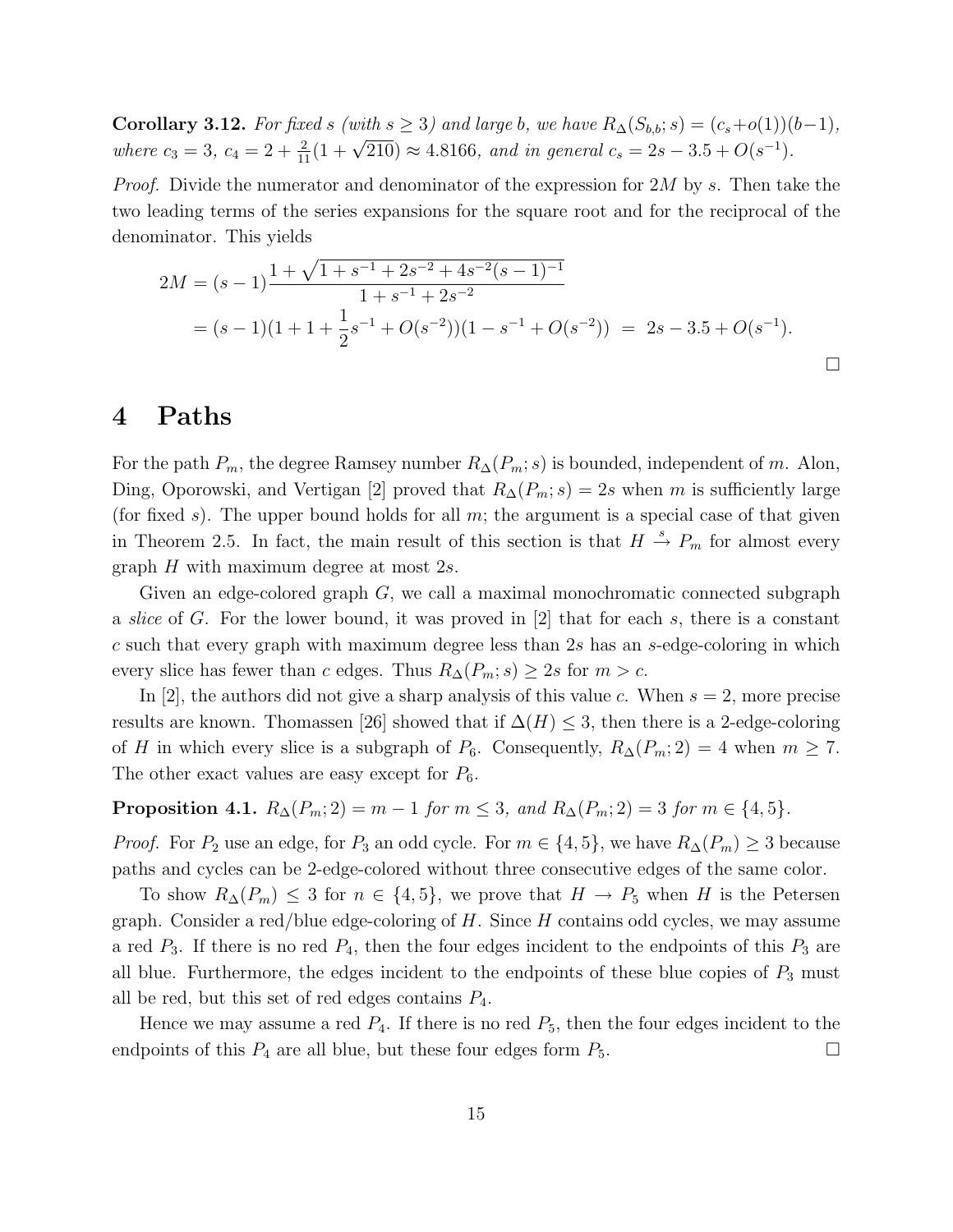**Corollary 3.12.** *For fixed $s$ (with $s \geq 3$) and large $b$, we have $R_\Delta(S_{b,b}; s) = (c_s + o(1))(b-1)$, where $c_3 = 3$, $c_4 = 2 + \frac{2}{11}(1 + \sqrt{210}) \approx 4.8166$, and in general $c_s = 2s - 3.5 + O(s^{-1})$.*

*Proof.* Divide the numerator and denominator of the expression for $2M$ by $s$. Then take the two leading terms of the series expansions for the square root and for the reciprocal of the denominator. This yields

$$
\begin{aligned}
2M &= (s-1)\frac{1 + \sqrt{1 + s^{-1} + 2s^{-2} + 4s^{-2}(s-1)^{-1}}}{1 + s^{-1} + 2s^{-2}} \\
&= (s-1)(1 + 1 + \frac{1}{2}s^{-1} + O(s^{-2}))(1 - s^{-1} + O(s^{-2})) \;=\; 2s - 3.5 + O(s^{-1}).
\end{aligned}
$$

□

# 4 Paths

For the path $P_m$, the degree Ramsey number $R_\Delta(P_m; s)$ is bounded, independent of $m$. Alon, Ding, Oporowski, and Vertigan [2] proved that $R_\Delta(P_m; s) = 2s$ when $m$ is sufficiently large (for fixed $s$). The upper bound holds for all $m$; the argument is a special case of that given in Theorem 2.5. In fact, the main result of this section is that $H \stackrel{s}{\to} P_m$ for almost every graph $H$ with maximum degree at most $2s$.

Given an edge-colored graph $G$, we call a maximal monochromatic connected subgraph a *slice* of $G$. For the lower bound, it was proved in [2] that for each $s$, there is a constant $c$ such that every graph with maximum degree less than $2s$ has an $s$-edge-coloring in which every slice has fewer than $c$ edges. Thus $R_\Delta(P_m; s) \geq 2s$ for $m > c$.

In [2], the authors did not give a sharp analysis of this value $c$. When $s = 2$, more precise results are known. Thomassen [26] showed that if $\Delta(H) \leq 3$, then there is a 2-edge-coloring of $H$ in which every slice is a subgraph of $P_6$. Consequently, $R_\Delta(P_m; 2) = 4$ when $m \geq 7$. The other exact values are easy except for $P_6$.

**Proposition 4.1.** *$R_\Delta(P_m; 2) = m - 1$ for $m \leq 3$, and $R_\Delta(P_m; 2) = 3$ for $m \in \{4, 5\}$.*

*Proof.* For $P_2$ use an edge, for $P_3$ an odd cycle. For $m \in \{4, 5\}$, we have $R_\Delta(P_m) \geq 3$ because paths and cycles can be 2-edge-colored without three consecutive edges of the same color.

To show $R_\Delta(P_m) \leq 3$ for $n \in \{4, 5\}$, we prove that $H \to P_5$ when $H$ is the Petersen graph. Consider a red/blue edge-coloring of $H$. Since $H$ contains odd cycles, we may assume a red $P_3$. If there is no red $P_4$, then the four edges incident to the endpoints of this $P_3$ are all blue. Furthermore, the edges incident to the endpoints of these blue copies of $P_3$ must all be red, but this set of red edges contains $P_4$.

Hence we may assume a red $P_4$. If there is no red $P_5$, then the four edges incident to the endpoints of this $P_4$ are all blue, but these four edges form $P_5$. □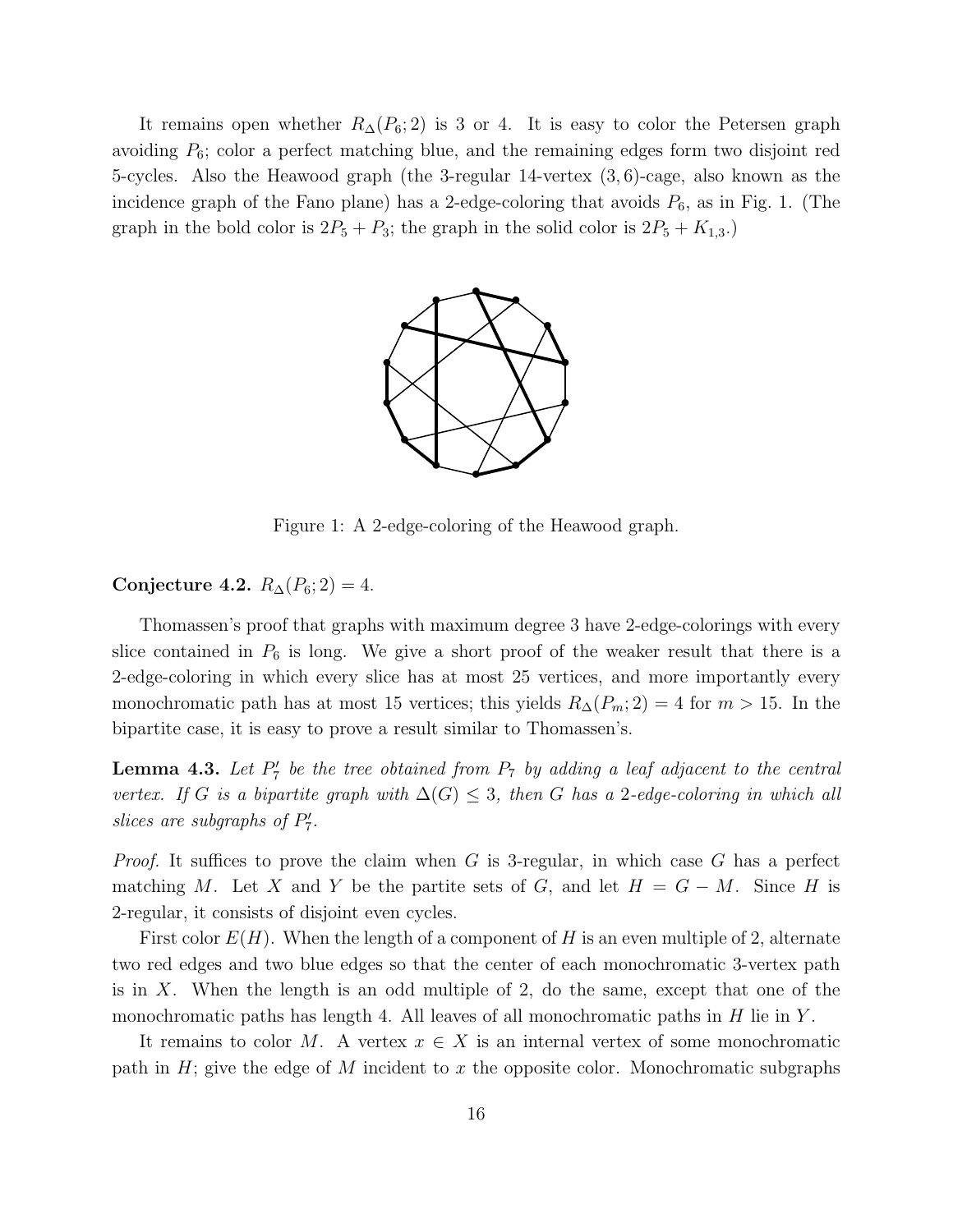It remains open whether $R_\Delta(P_6;2)$ is 3 or 4. It is easy to color the Petersen graph avoiding $P_6$; color a perfect matching blue, and the remaining edges form two disjoint red 5-cycles. Also the Heawood graph (the 3-regular 14-vertex $(3,6)$-cage, also known as the incidence graph of the Fano plane) has a 2-edge-coloring that avoids $P_6$, as in Fig. 1. (The graph in the bold color is $2P_5 + P_3$; the graph in the solid color is $2P_5 + K_{1,3}$.)

Figure 1: A 2-edge-coloring of the Heawood graph.

**Conjecture 4.2.** $R_\Delta(P_6;2) = 4$.

Thomassen's proof that graphs with maximum degree 3 have 2-edge-colorings with every slice contained in $P_6$ is long. We give a short proof of the weaker result that there is a 2-edge-coloring in which every slice has at most 25 vertices, and more importantly every monochromatic path has at most 15 vertices; this yields $R_\Delta(P_m;2) = 4$ for $m > 15$. In the bipartite case, it is easy to prove a result similar to Thomassen's.

**Lemma 4.3.** *Let $P_7'$ be the tree obtained from $P_7$ by adding a leaf adjacent to the central vertex. If $G$ is a bipartite graph with $\Delta(G) \le 3$, then $G$ has a 2-edge-coloring in which all slices are subgraphs of $P_7'$.*

*Proof.* It suffices to prove the claim when $G$ is 3-regular, in which case $G$ has a perfect matching $M$. Let $X$ and $Y$ be the partite sets of $G$, and let $H = G - M$. Since $H$ is 2-regular, it consists of disjoint even cycles.

First color $E(H)$. When the length of a component of $H$ is an even multiple of 2, alternate two red edges and two blue edges so that the center of each monochromatic 3-vertex path is in $X$. When the length is an odd multiple of 2, do the same, except that one of the monochromatic paths has length 4. All leaves of all monochromatic paths in $H$ lie in $Y$.

It remains to color $M$. A vertex $x \in X$ is an internal vertex of some monochromatic path in $H$; give the edge of $M$ incident to $x$ the opposite color. Monochromatic subgraphs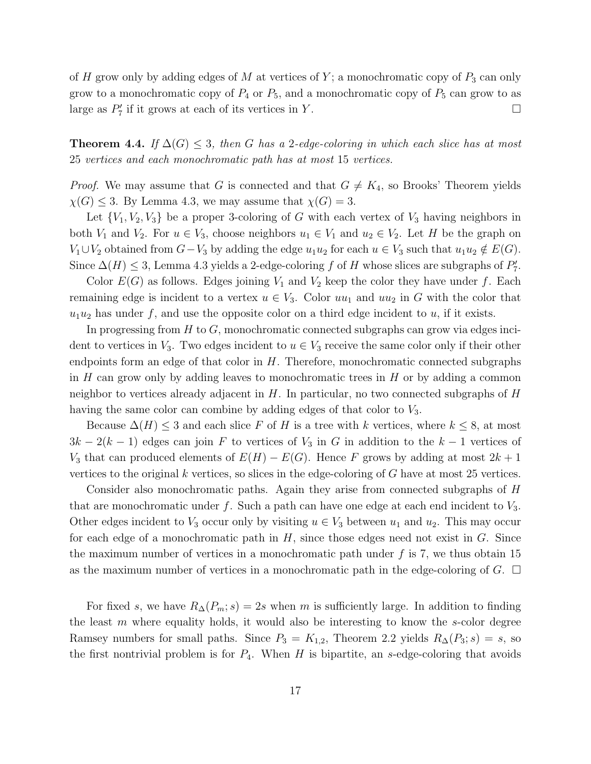of $H$ grow only by adding edges of $M$ at vertices of $Y$; a monochromatic copy of $P_3$ can only grow to a monochromatic copy of $P_4$ or $P_5$, and a monochromatic copy of $P_5$ can grow to as large as $P_7'$ if it grows at each of its vertices in $Y$. $\square$

**Theorem 4.4.** *If $\Delta(G) \le 3$, then $G$ has a 2-edge-coloring in which each slice has at most 25 vertices and each monochromatic path has at most 15 vertices.*

*Proof.* We may assume that $G$ is connected and that $G \ne K_4$, so Brooks' Theorem yields $\chi(G) \le 3$. By Lemma 4.3, we may assume that $\chi(G) = 3$.

Let $\{V_1, V_2, V_3\}$ be a proper 3-coloring of $G$ with each vertex of $V_3$ having neighbors in both $V_1$ and $V_2$. For $u \in V_3$, choose neighbors $u_1 \in V_1$ and $u_2 \in V_2$. Let $H$ be the graph on $V_1 \cup V_2$ obtained from $G - V_3$ by adding the edge $u_1u_2$ for each $u \in V_3$ such that $u_1u_2 \notin E(G)$. Since $\Delta(H) \le 3$, Lemma 4.3 yields a 2-edge-coloring $f$ of $H$ whose slices are subgraphs of $P_7'$.

Color $E(G)$ as follows. Edges joining $V_1$ and $V_2$ keep the color they have under $f$. Each remaining edge is incident to a vertex $u \in V_3$. Color $uu_1$ and $uu_2$ in $G$ with the color that $u_1u_2$ has under $f$, and use the opposite color on a third edge incident to $u$, if it exists.

In progressing from $H$ to $G$, monochromatic connected subgraphs can grow via edges incident to vertices in $V_3$. Two edges incident to $u \in V_3$ receive the same color only if their other endpoints form an edge of that color in $H$. Therefore, monochromatic connected subgraphs in $H$ can grow only by adding leaves to monochromatic trees in $H$ or by adding a common neighbor to vertices already adjacent in $H$. In particular, no two connected subgraphs of $H$ having the same color can combine by adding edges of that color to $V_3$.

Because $\Delta(H) \le 3$ and each slice $F$ of $H$ is a tree with $k$ vertices, where $k \le 8$, at most $3k - 2(k-1)$ edges can join $F$ to vertices of $V_3$ in $G$ in addition to the $k - 1$ vertices of $V_3$ that can produced elements of $E(H) - E(G)$. Hence $F$ grows by adding at most $2k + 1$ vertices to the original $k$ vertices, so slices in the edge-coloring of $G$ have at most 25 vertices.

Consider also monochromatic paths. Again they arise from connected subgraphs of $H$ that are monochromatic under $f$. Such a path can have one edge at each end incident to $V_3$. Other edges incident to $V_3$ occur only by visiting $u \in V_3$ between $u_1$ and $u_2$. This may occur for each edge of a monochromatic path in $H$, since those edges need not exist in $G$. Since the maximum number of vertices in a monochromatic path under $f$ is 7, we thus obtain 15 as the maximum number of vertices in a monochromatic path in the edge-coloring of $G$. $\square$

For fixed $s$, we have $R_\Delta(P_m; s) = 2s$ when $m$ is sufficiently large. In addition to finding the least $m$ where equality holds, it would also be interesting to know the $s$-color degree Ramsey numbers for small paths. Since $P_3 = K_{1,2}$, Theorem 2.2 yields $R_\Delta(P_3; s) = s$, so the first nontrivial problem is for $P_4$. When $H$ is bipartite, an $s$-edge-coloring that avoids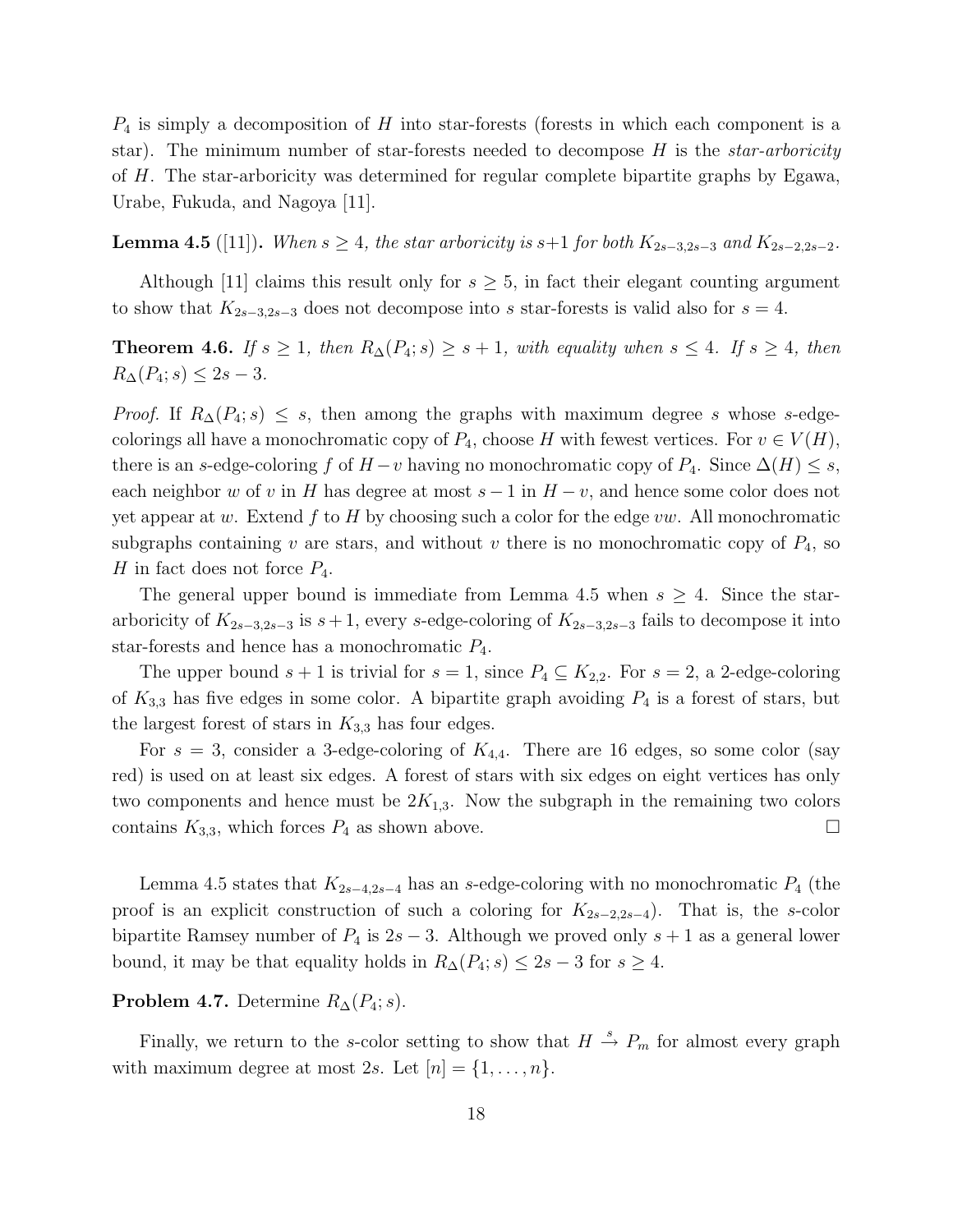$P_4$ is simply a decomposition of $H$ into star-forests (forests in which each component is a star). The minimum number of star-forests needed to decompose $H$ is the *star-arboricity* of $H$. The star-arboricity was determined for regular complete bipartite graphs by Egawa, Urabe, Fukuda, and Nagoya [11].

**Lemma 4.5** ([11])**.** *When $s \geq 4$, the star arboricity is $s+1$ for both $K_{2s-3,2s-3}$ and $K_{2s-2,2s-2}$.*

Although [11] claims this result only for $s \geq 5$, in fact their elegant counting argument to show that $K_{2s-3,2s-3}$ does not decompose into $s$ star-forests is valid also for $s = 4$.

**Theorem 4.6.** *If $s \geq 1$, then $R_\Delta(P_4; s) \geq s + 1$, with equality when $s \leq 4$. If $s \geq 4$, then $R_\Delta(P_4; s) \leq 2s - 3$.*

*Proof.* If $R_\Delta(P_4; s) \leq s$, then among the graphs with maximum degree $s$ whose $s$-edge-colorings all have a monochromatic copy of $P_4$, choose $H$ with fewest vertices. For $v \in V(H)$, there is an $s$-edge-coloring $f$ of $H - v$ having no monochromatic copy of $P_4$. Since $\Delta(H) \leq s$, each neighbor $w$ of $v$ in $H$ has degree at most $s - 1$ in $H - v$, and hence some color does not yet appear at $w$. Extend $f$ to $H$ by choosing such a color for the edge $vw$. All monochromatic subgraphs containing $v$ are stars, and without $v$ there is no monochromatic copy of $P_4$, so $H$ in fact does not force $P_4$.

The general upper bound is immediate from Lemma 4.5 when $s \geq 4$. Since the star-arboricity of $K_{2s-3,2s-3}$ is $s+1$, every $s$-edge-coloring of $K_{2s-3,2s-3}$ fails to decompose it into star-forests and hence has a monochromatic $P_4$.

The upper bound $s + 1$ is trivial for $s = 1$, since $P_4 \subseteq K_{2,2}$. For $s = 2$, a 2-edge-coloring of $K_{3,3}$ has five edges in some color. A bipartite graph avoiding $P_4$ is a forest of stars, but the largest forest of stars in $K_{3,3}$ has four edges.

For $s = 3$, consider a 3-edge-coloring of $K_{4,4}$. There are 16 edges, so some color (say red) is used on at least six edges. A forest of stars with six edges on eight vertices has only two components and hence must be $2K_{1,3}$. Now the subgraph in the remaining two colors contains $K_{3,3}$, which forces $P_4$ as shown above. $\square$

Lemma 4.5 states that $K_{2s-4,2s-4}$ has an $s$-edge-coloring with no monochromatic $P_4$ (the proof is an explicit construction of such a coloring for $K_{2s-2,2s-4}$). That is, the $s$-color bipartite Ramsey number of $P_4$ is $2s - 3$. Although we proved only $s + 1$ as a general lower bound, it may be that equality holds in $R_\Delta(P_4; s) \leq 2s - 3$ for $s \geq 4$.

**Problem 4.7.** Determine $R_\Delta(P_4; s)$.

Finally, we return to the $s$-color setting to show that $H \overset{s}{\to} P_m$ for almost every graph with maximum degree at most $2s$. Let $[n] = \{1, \ldots, n\}$.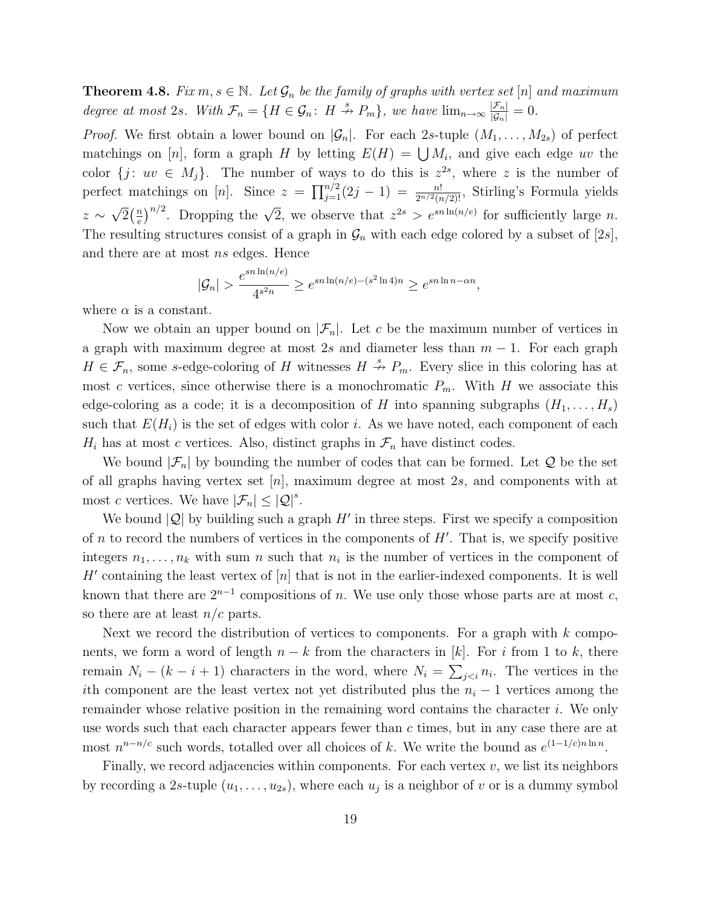**Theorem 4.8.** *Fix $m, s \in \mathbb{N}$. Let $\mathcal{G}_n$ be the family of graphs with vertex set $[n]$ and maximum degree at most $2s$. With $\mathcal{F}_n = \{H \in \mathcal{G}_n \colon H \overset{s}{\nrightarrow} P_m\}$, we have $\lim_{n\to\infty} \frac{|\mathcal{F}_n|}{|\mathcal{G}_n|} = 0$.*

*Proof.* We first obtain a lower bound on $|\mathcal{G}_n|$. For each $2s$-tuple $(M_1, \ldots, M_{2s})$ of perfect matchings on $[n]$, form a graph $H$ by letting $E(H) = \bigcup M_i$, and give each edge $uv$ the color $\{j \colon uv \in M_j\}$. The number of ways to do this is $z^{2s}$, where $z$ is the number of perfect matchings on $[n]$. Since $z = \prod_{j=1}^{n/2}(2j-1) = \frac{n!}{2^{n/2}(n/2)!}$, Stirling's Formula yields $z \sim \sqrt{2}\big(\frac{n}{e}\big)^{n/2}$. Dropping the $\sqrt{2}$, we observe that $z^{2s} > e^{sn\ln(n/e)}$ for sufficiently large $n$. The resulting structures consist of a graph in $\mathcal{G}_n$ with each edge colored by a subset of $[2s]$, and there are at most $ns$ edges. Hence

$$|\mathcal{G}_n| > \frac{e^{sn\ln(n/e)}}{4^{s^2 n}} \geq e^{sn\ln(n/e) - (s^2\ln 4)n} \geq e^{sn\ln n - \alpha n},$$

where $\alpha$ is a constant.

Now we obtain an upper bound on $|\mathcal{F}_n|$. Let $c$ be the maximum number of vertices in a graph with maximum degree at most $2s$ and diameter less than $m-1$. For each graph $H \in \mathcal{F}_n$, some $s$-edge-coloring of $H$ witnesses $H \overset{s}{\nrightarrow} P_m$. Every slice in this coloring has at most $c$ vertices, since otherwise there is a monochromatic $P_m$. With $H$ we associate this edge-coloring as a code; it is a decomposition of $H$ into spanning subgraphs $(H_1, \ldots, H_s)$ such that $E(H_i)$ is the set of edges with color $i$. As we have noted, each component of each $H_i$ has at most $c$ vertices. Also, distinct graphs in $\mathcal{F}_n$ have distinct codes.

We bound $|\mathcal{F}_n|$ by bounding the number of codes that can be formed. Let $\mathcal{Q}$ be the set of all graphs having vertex set $[n]$, maximum degree at most $2s$, and components with at most $c$ vertices. We have $|\mathcal{F}_n| \leq |\mathcal{Q}|^s$.

We bound $|\mathcal{Q}|$ by building such a graph $H'$ in three steps. First we specify a composition of $n$ to record the numbers of vertices in the components of $H'$. That is, we specify positive integers $n_1, \ldots, n_k$ with sum $n$ such that $n_i$ is the number of vertices in the component of $H'$ containing the least vertex of $[n]$ that is not in the earlier-indexed components. It is well known that there are $2^{n-1}$ compositions of $n$. We use only those whose parts are at most $c$, so there are at least $n/c$ parts.

Next we record the distribution of vertices to components. For a graph with $k$ components, we form a word of length $n-k$ from the characters in $[k]$. For $i$ from 1 to $k$, there remain $N_i - (k-i+1)$ characters in the word, where $N_i = \sum_{j<i} n_i$. The vertices in the $i$th component are the least vertex not yet distributed plus the $n_i - 1$ vertices among the remainder whose relative position in the remaining word contains the character $i$. We only use words such that each character appears fewer than $c$ times, but in any case there are at most $n^{n-n/c}$ such words, totalled over all choices of $k$. We write the bound as $e^{(1-1/c)n\ln n}$.

Finally, we record adjacencies within components. For each vertex $v$, we list its neighbors by recording a $2s$-tuple $(u_1, \ldots, u_{2s})$, where each $u_j$ is a neighbor of $v$ or is a dummy symbol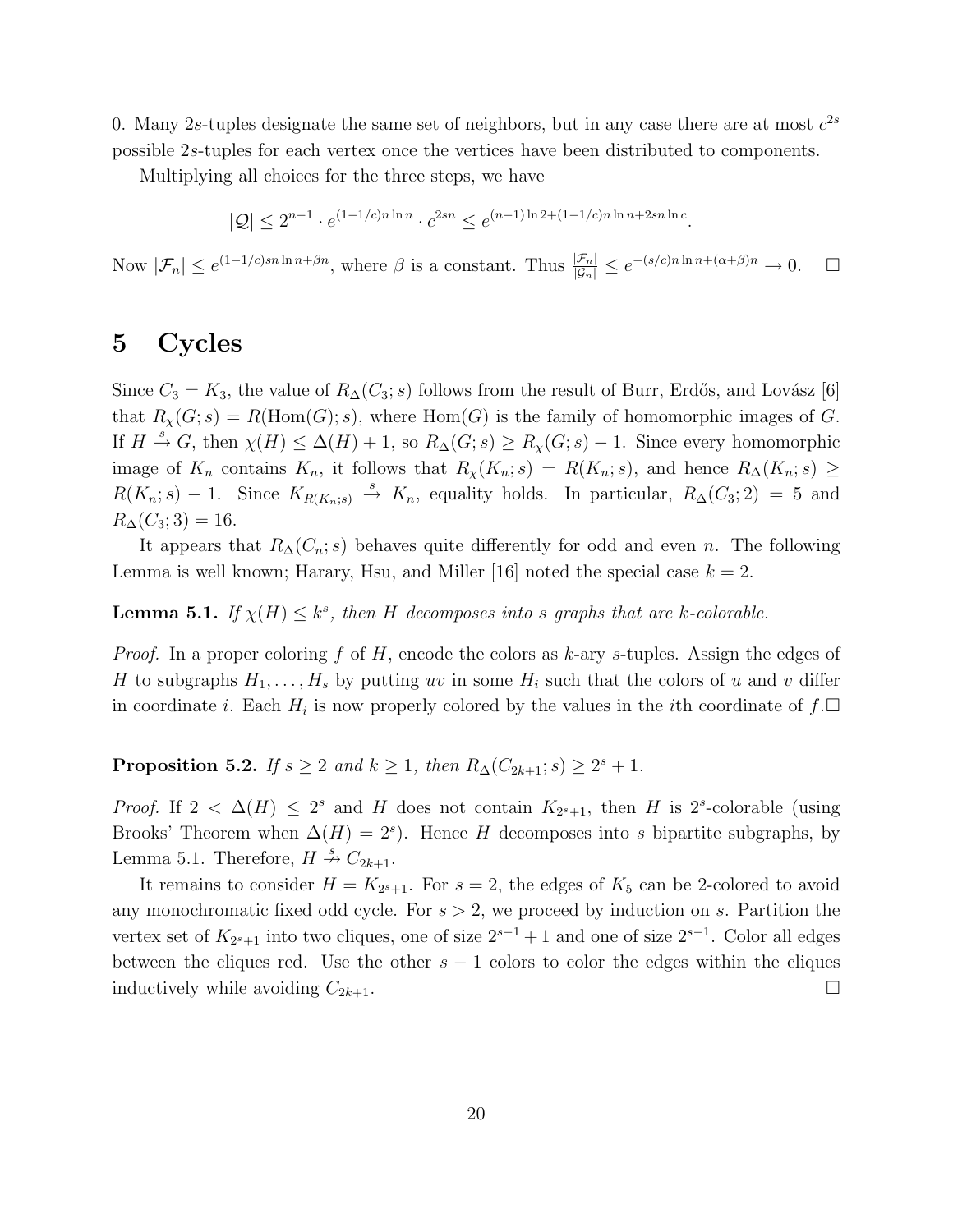0. Many $2s$-tuples designate the same set of neighbors, but in any case there are at most $c^{2s}$ possible $2s$-tuples for each vertex once the vertices have been distributed to components.

Multiplying all choices for the three steps, we have

$$|\mathcal{Q}| \leq 2^{n-1} \cdot e^{(1-1/c)n \ln n} \cdot c^{2sn} \leq e^{(n-1)\ln 2 + (1-1/c)n \ln n + 2sn \ln c}.$$

Now $|\mathcal{F}_n| \leq e^{(1-1/c)sn \ln n + \beta n}$, where $\beta$ is a constant. Thus $\frac{|\mathcal{F}_n|}{|\mathcal{G}_n|} \leq e^{-(s/c)n \ln n + (\alpha+\beta)n} \to 0$. $\square$

# 5 Cycles

Since $C_3 = K_3$, the value of $R_\Delta(C_3; s)$ follows from the result of Burr, Erdős, and Lovász [6] that $R_\chi(G; s) = R(\mathrm{Hom}(G); s)$, where $\mathrm{Hom}(G)$ is the family of homomorphic images of $G$. If $H \overset{s}{\to} G$, then $\chi(H) \leq \Delta(H) + 1$, so $R_\Delta(G; s) \geq R_\chi(G; s) - 1$. Since every homomorphic image of $K_n$ contains $K_n$, it follows that $R_\chi(K_n; s) = R(K_n; s)$, and hence $R_\Delta(K_n; s) \geq R(K_n; s) - 1$. Since $K_{R(K_n;s)} \overset{s}{\to} K_n$, equality holds. In particular, $R_\Delta(C_3; 2) = 5$ and $R_\Delta(C_3; 3) = 16$.

It appears that $R_\Delta(C_n; s)$ behaves quite differently for odd and even $n$. The following Lemma is well known; Harary, Hsu, and Miller [16] noted the special case $k = 2$.

**Lemma 5.1.** *If $\chi(H) \leq k^s$, then $H$ decomposes into $s$ graphs that are $k$-colorable.*

*Proof.* In a proper coloring $f$ of $H$, encode the colors as $k$-ary $s$-tuples. Assign the edges of $H$ to subgraphs $H_1, \ldots, H_s$ by putting $uv$ in some $H_i$ such that the colors of $u$ and $v$ differ in coordinate $i$. Each $H_i$ is now properly colored by the values in the $i$th coordinate of $f$. $\square$

**Proposition 5.2.** *If $s \geq 2$ and $k \geq 1$, then $R_\Delta(C_{2k+1}; s) \geq 2^s + 1$.*

*Proof.* If $2 < \Delta(H) \leq 2^s$ and $H$ does not contain $K_{2^s+1}$, then $H$ is $2^s$-colorable (using Brooks' Theorem when $\Delta(H) = 2^s$). Hence $H$ decomposes into $s$ bipartite subgraphs, by Lemma 5.1. Therefore, $H \overset{s}{\not\to} C_{2k+1}$.

It remains to consider $H = K_{2^s+1}$. For $s = 2$, the edges of $K_5$ can be 2-colored to avoid any monochromatic fixed odd cycle. For $s > 2$, we proceed by induction on $s$. Partition the vertex set of $K_{2^s+1}$ into two cliques, one of size $2^{s-1} + 1$ and one of size $2^{s-1}$. Color all edges between the cliques red. Use the other $s - 1$ colors to color the edges within the cliques inductively while avoiding $C_{2k+1}$. $\square$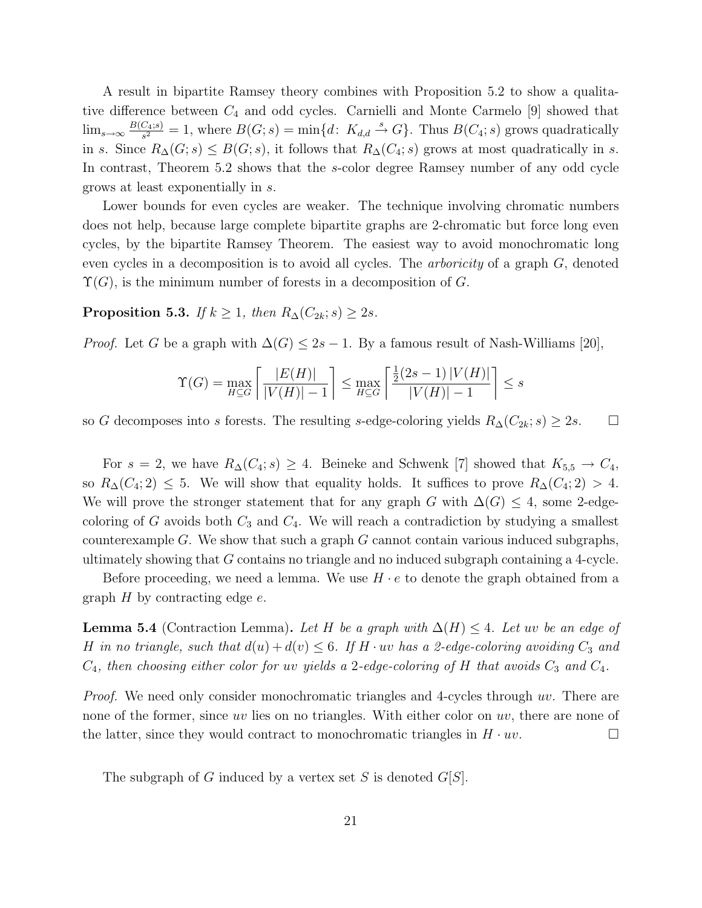A result in bipartite Ramsey theory combines with Proposition 5.2 to show a qualitative difference between $C_4$ and odd cycles. Carnielli and Monte Carmelo [9] showed that $\lim_{s\to\infty} \frac{B(C_4;s)}{s^2} = 1$, where $B(G;s) = \min\{d\colon\ K_{d,d} \xrightarrow{s} G\}$. Thus $B(C_4;s)$ grows quadratically in $s$. Since $R_\Delta(G;s) \le B(G;s)$, it follows that $R_\Delta(C_4;s)$ grows at most quadratically in $s$. In contrast, Theorem 5.2 shows that the $s$-color degree Ramsey number of any odd cycle grows at least exponentially in $s$.

Lower bounds for even cycles are weaker. The technique involving chromatic numbers does not help, because large complete bipartite graphs are 2-chromatic but force long even cycles, by the bipartite Ramsey Theorem. The easiest way to avoid monochromatic long even cycles in a decomposition is to avoid all cycles. The *arboricity* of a graph $G$, denoted $\Upsilon(G)$, is the minimum number of forests in a decomposition of $G$.

**Proposition 5.3.** *If $k \ge 1$, then $R_\Delta(C_{2k};s) \ge 2s$.*

*Proof.* Let $G$ be a graph with $\Delta(G) \le 2s-1$. By a famous result of Nash-Williams [20],

$$\Upsilon(G) = \max_{H\subseteq G} \left\lceil \frac{|E(H)|}{|V(H)|-1} \right\rceil \le \max_{H\subseteq G} \left\lceil \frac{\frac{1}{2}(2s-1)\,|V(H)|}{|V(H)|-1} \right\rceil \le s$$

so $G$ decomposes into $s$ forests. The resulting $s$-edge-coloring yields $R_\Delta(C_{2k};s) \ge 2s$. $\square$

For $s=2$, we have $R_\Delta(C_4;s) \ge 4$. Beineke and Schwenk [7] showed that $K_{5,5} \to C_4$, so $R_\Delta(C_4;2) \le 5$. We will show that equality holds. It suffices to prove $R_\Delta(C_4;2) > 4$. We will prove the stronger statement that for any graph $G$ with $\Delta(G) \le 4$, some 2-edge-coloring of $G$ avoids both $C_3$ and $C_4$. We will reach a contradiction by studying a smallest counterexample $G$. We show that such a graph $G$ cannot contain various induced subgraphs, ultimately showing that $G$ contains no triangle and no induced subgraph containing a 4-cycle.

Before proceeding, we need a lemma. We use $H \cdot e$ to denote the graph obtained from a graph $H$ by contracting edge $e$.

**Lemma 5.4** (Contraction Lemma)**.** *Let $H$ be a graph with $\Delta(H) \le 4$. Let $uv$ be an edge of $H$ in no triangle, such that $d(u)+d(v) \le 6$. If $H\cdot uv$ has a 2-edge-coloring avoiding $C_3$ and $C_4$, then choosing either color for $uv$ yields a 2-edge-coloring of $H$ that avoids $C_3$ and $C_4$.*

*Proof.* We need only consider monochromatic triangles and 4-cycles through $uv$. There are none of the former, since $uv$ lies on no triangles. With either color on $uv$, there are none of the latter, since they would contract to monochromatic triangles in $H \cdot uv$. $\square$

The subgraph of $G$ induced by a vertex set $S$ is denoted $G[S]$.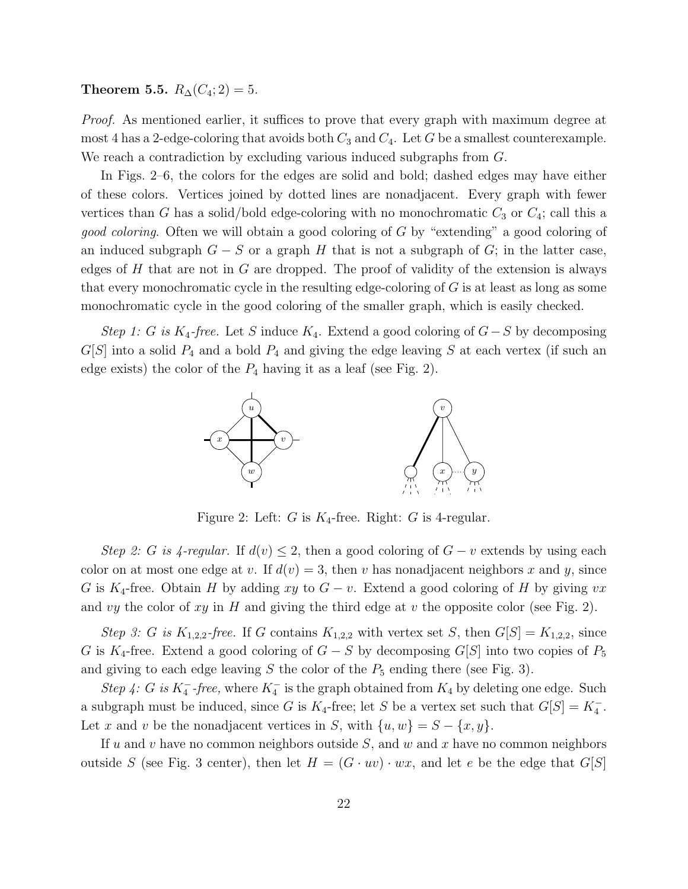**Theorem 5.5.** $R_\Delta(C_4; 2) = 5$.

*Proof.* As mentioned earlier, it suffices to prove that every graph with maximum degree at most 4 has a 2-edge-coloring that avoids both $C_3$ and $C_4$. Let $G$ be a smallest counterexample. We reach a contradiction by excluding various induced subgraphs from $G$.

In Figs. 2–6, the colors for the edges are solid and bold; dashed edges may have either of these colors. Vertices joined by dotted lines are nonadjacent. Every graph with fewer vertices than $G$ has a solid/bold edge-coloring with no monochromatic $C_3$ or $C_4$; call this a *good coloring*. Often we will obtain a good coloring of $G$ by "extending" a good coloring of an induced subgraph $G - S$ or a graph $H$ that is not a subgraph of $G$; in the latter case, edges of $H$ that are not in $G$ are dropped. The proof of validity of the extension is always that every monochromatic cycle in the resulting edge-coloring of $G$ is at least as long as some monochromatic cycle in the good coloring of the smaller graph, which is easily checked.

*Step 1: $G$ is $K_4$-free.* Let $S$ induce $K_4$. Extend a good coloring of $G - S$ by decomposing $G[S]$ into a solid $P_4$ and a bold $P_4$ and giving the edge leaving $S$ at each vertex (if such an edge exists) the color of the $P_4$ having it as a leaf (see Fig. 2).

Figure 2: Left: $G$ is $K_4$-free. Right: $G$ is 4-regular.

*Step 2: $G$ is 4-regular.* If $d(v) \le 2$, then a good coloring of $G - v$ extends by using each color on at most one edge at $v$. If $d(v) = 3$, then $v$ has nonadjacent neighbors $x$ and $y$, since $G$ is $K_4$-free. Obtain $H$ by adding $xy$ to $G - v$. Extend a good coloring of $H$ by giving $vx$ and $vy$ the color of $xy$ in $H$ and giving the third edge at $v$ the opposite color (see Fig. 2).

*Step 3: $G$ is $K_{1,2,2}$-free.* If $G$ contains $K_{1,2,2}$ with vertex set $S$, then $G[S] = K_{1,2,2}$, since $G$ is $K_4$-free. Extend a good coloring of $G - S$ by decomposing $G[S]$ into two copies of $P_5$ and giving to each edge leaving $S$ the color of the $P_5$ ending there (see Fig. 3).

*Step 4: $G$ is $K_4^-$-free,* where $K_4^-$ is the graph obtained from $K_4$ by deleting one edge. Such a subgraph must be induced, since $G$ is $K_4$-free; let $S$ be a vertex set such that $G[S] = K_4^-$. Let $x$ and $v$ be the nonadjacent vertices in $S$, with $\{u, w\} = S - \{x, y\}$.

If $u$ and $v$ have no common neighbors outside $S$, and $w$ and $x$ have no common neighbors outside $S$ (see Fig. 3 center), then let $H = (G \cdot uv) \cdot wx$, and let $e$ be the edge that $G[S]$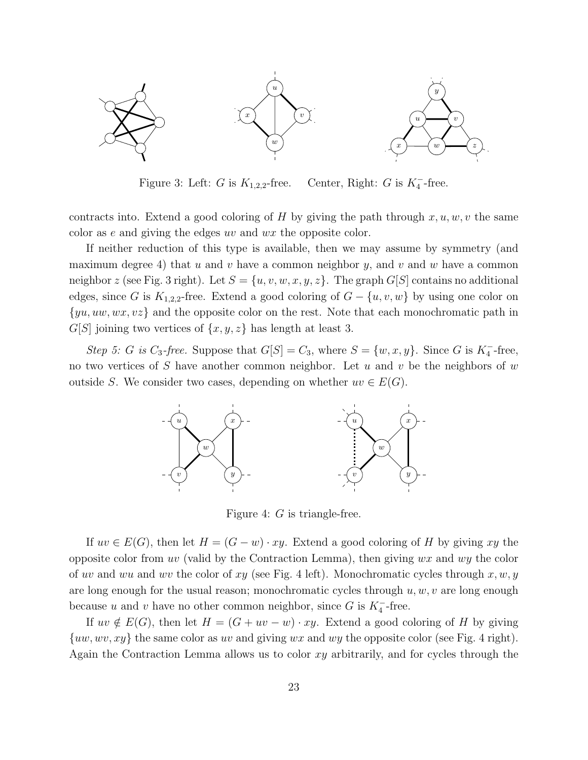Figure 3: Left: $G$ is $K_{1,2,2}$-free. Center, Right: $G$ is $K_4^-$-free.

contracts into. Extend a good coloring of $H$ by giving the path through $x, u, w, v$ the same color as $e$ and giving the edges $uv$ and $wx$ the opposite color.

If neither reduction of this type is available, then we may assume by symmetry (and maximum degree 4) that $u$ and $v$ have a common neighbor $y$, and $v$ and $w$ have a common neighbor $z$ (see Fig. 3 right). Let $S = \{u, v, w, x, y, z\}$. The graph $G[S]$ contains no additional edges, since $G$ is $K_{1,2,2}$-free. Extend a good coloring of $G - \{u, v, w\}$ by using one color on $\{yu, uw, wx, vz\}$ and the opposite color on the rest. Note that each monochromatic path in $G[S]$ joining two vertices of $\{x, y, z\}$ has length at least 3.

*Step 5: $G$ is $C_3$-free.* Suppose that $G[S] = C_3$, where $S = \{w, x, y\}$. Since $G$ is $K_4^-$-free, no two vertices of $S$ have another common neighbor. Let $u$ and $v$ be the neighbors of $w$ outside $S$. We consider two cases, depending on whether $uv \in E(G)$.

Figure 4: $G$ is triangle-free.

If $uv \in E(G)$, then let $H = (G - w) \cdot xy$. Extend a good coloring of $H$ by giving $xy$ the opposite color from $uv$ (valid by the Contraction Lemma), then giving $wx$ and $wy$ the color of $uv$ and $wu$ and $wv$ the color of $xy$ (see Fig. 4 left). Monochromatic cycles through $x, w, y$ are long enough for the usual reason; monochromatic cycles through $u, w, v$ are long enough because $u$ and $v$ have no other common neighbor, since $G$ is $K_4^-$-free.

If $uv \notin E(G)$, then let $H = (G + uv - w) \cdot xy$. Extend a good coloring of $H$ by giving $\{uw, wv, xy\}$ the same color as $uv$ and giving $wx$ and $wy$ the opposite color (see Fig. 4 right). Again the Contraction Lemma allows us to color $xy$ arbitrarily, and for cycles through the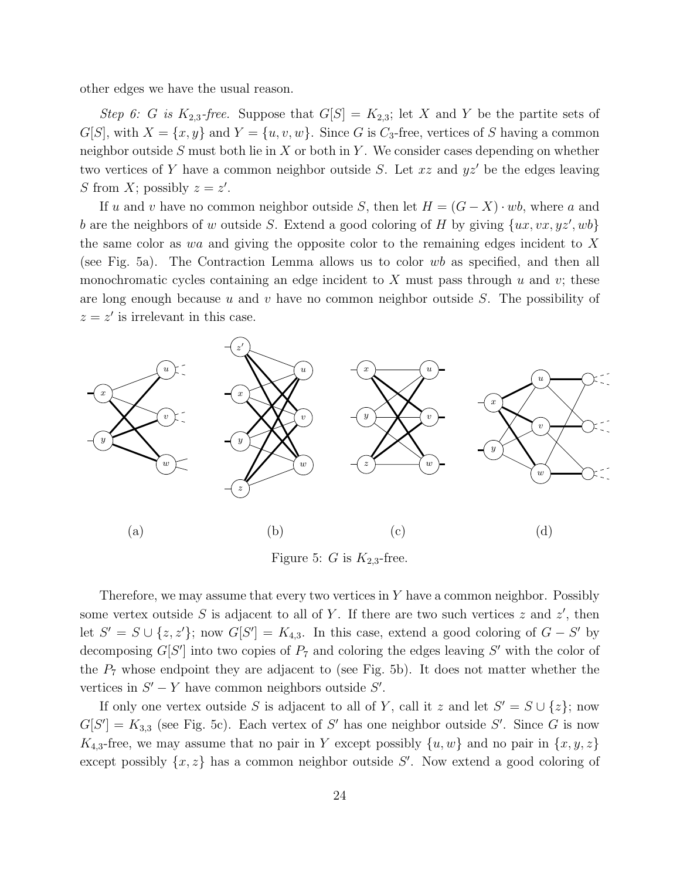other edges we have the usual reason.

*Step 6: G is $K_{2,3}$-free.* Suppose that $G[S] = K_{2,3}$; let $X$ and $Y$ be the partite sets of $G[S]$, with $X = \{x, y\}$ and $Y = \{u, v, w\}$. Since $G$ is $C_3$-free, vertices of $S$ having a common neighbor outside $S$ must both lie in $X$ or both in $Y$. We consider cases depending on whether two vertices of $Y$ have a common neighbor outside $S$. Let $xz$ and $yz'$ be the edges leaving $S$ from $X$; possibly $z = z'$.

If $u$ and $v$ have no common neighbor outside $S$, then let $H = (G - X) \cdot wb$, where $a$ and $b$ are the neighbors of $w$ outside $S$. Extend a good coloring of $H$ by giving $\{ux, vx, yz', wb\}$ the same color as $wa$ and giving the opposite color to the remaining edges incident to $X$ (see Fig. 5a). The Contraction Lemma allows us to color $wb$ as specified, and then all monochromatic cycles containing an edge incident to $X$ must pass through $u$ and $v$; these are long enough because $u$ and $v$ have no common neighbor outside $S$. The possibility of $z = z'$ is irrelevant in this case.

(a) (b) (c) (d)

Figure 5: $G$ is $K_{2,3}$-free.

Therefore, we may assume that every two vertices in $Y$ have a common neighbor. Possibly some vertex outside $S$ is adjacent to all of $Y$. If there are two such vertices $z$ and $z'$, then let $S' = S \cup \{z, z'\}$; now $G[S'] = K_{4,3}$. In this case, extend a good coloring of $G - S'$ by decomposing $G[S']$ into two copies of $P_7$ and coloring the edges leaving $S'$ with the color of the $P_7$ whose endpoint they are adjacent to (see Fig. 5b). It does not matter whether the vertices in $S' - Y$ have common neighbors outside $S'$.

If only one vertex outside $S$ is adjacent to all of $Y$, call it $z$ and let $S' = S \cup \{z\}$; now $G[S'] = K_{3,3}$ (see Fig. 5c). Each vertex of $S'$ has one neighbor outside $S'$. Since $G$ is now $K_{4,3}$-free, we may assume that no pair in $Y$ except possibly $\{u, w\}$ and no pair in $\{x, y, z\}$ except possibly $\{x, z\}$ has a common neighbor outside $S'$. Now extend a good coloring of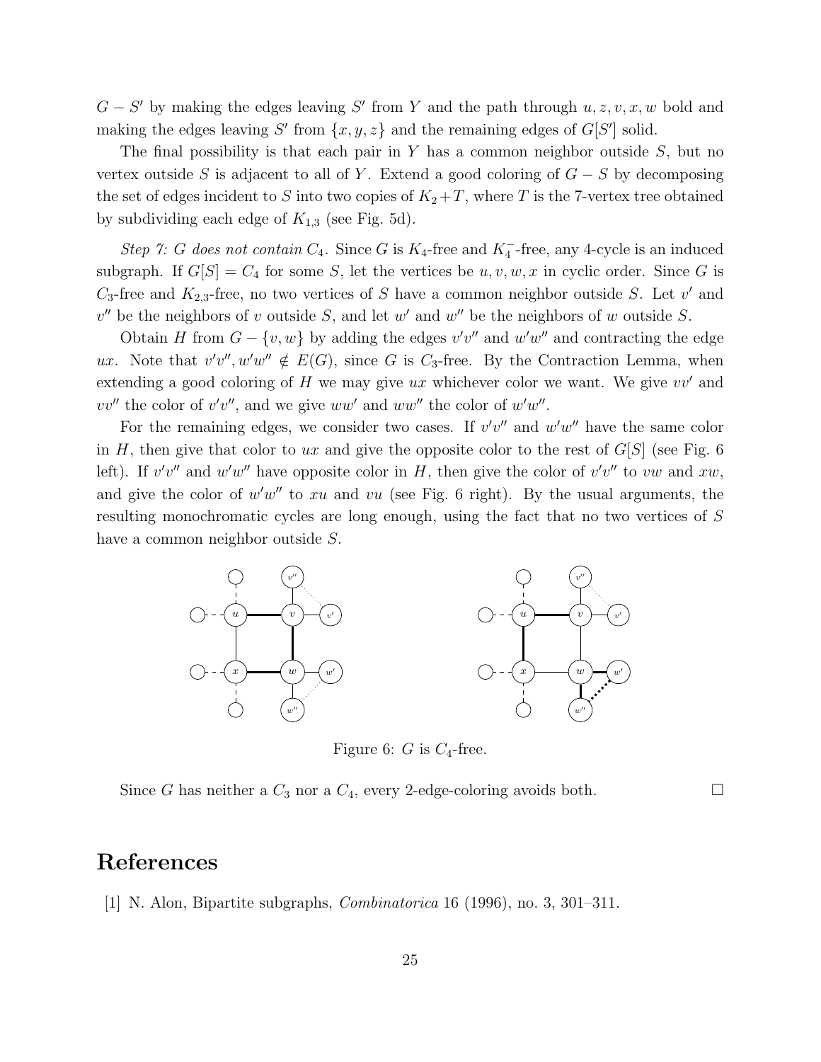$G - S'$ by making the edges leaving $S'$ from $Y$ and the path through $u, z, v, x, w$ bold and making the edges leaving $S'$ from $\{x, y, z\}$ and the remaining edges of $G[S']$ solid.

The final possibility is that each pair in $Y$ has a common neighbor outside $S$, but no vertex outside $S$ is adjacent to all of $Y$. Extend a good coloring of $G - S$ by decomposing the set of edges incident to $S$ into two copies of $K_2 + T$, where $T$ is the 7-vertex tree obtained by subdividing each edge of $K_{1,3}$ (see Fig. 5d).

*Step 7: $G$ does not contain $C_4$.* Since $G$ is $K_4$-free and $K_4^-$-free, any 4-cycle is an induced subgraph. If $G[S] = C_4$ for some $S$, let the vertices be $u, v, w, x$ in cyclic order. Since $G$ is $C_3$-free and $K_{2,3}$-free, no two vertices of $S$ have a common neighbor outside $S$. Let $v'$ and $v''$ be the neighbors of $v$ outside $S$, and let $w'$ and $w''$ be the neighbors of $w$ outside $S$.

Obtain $H$ from $G - \{v, w\}$ by adding the edges $v'v''$ and $w'w''$ and contracting the edge $ux$. Note that $v'v'', w'w'' \notin E(G)$, since $G$ is $C_3$-free. By the Contraction Lemma, when extending a good coloring of $H$ we may give $ux$ whichever color we want. We give $vv'$ and $vv''$ the color of $v'v''$, and we give $ww'$ and $ww''$ the color of $w'w''$.

For the remaining edges, we consider two cases. If $v'v''$ and $w'w''$ have the same color in $H$, then give that color to $ux$ and give the opposite color to the rest of $G[S]$ (see Fig. 6 left). If $v'v''$ and $w'w''$ have opposite color in $H$, then give the color of $v'v''$ to $vw$ and $xw$, and give the color of $w'w''$ to $xu$ and $vu$ (see Fig. 6 right). By the usual arguments, the resulting monochromatic cycles are long enough, using the fact that no two vertices of $S$ have a common neighbor outside $S$.

Figure 6: $G$ is $C_4$-free.

Since $G$ has neither a $C_3$ nor a $C_4$, every 2-edge-coloring avoids both. □

# References

[1] N. Alon, Bipartite subgraphs, *Combinatorica* 16 (1996), no. 3, 301–311.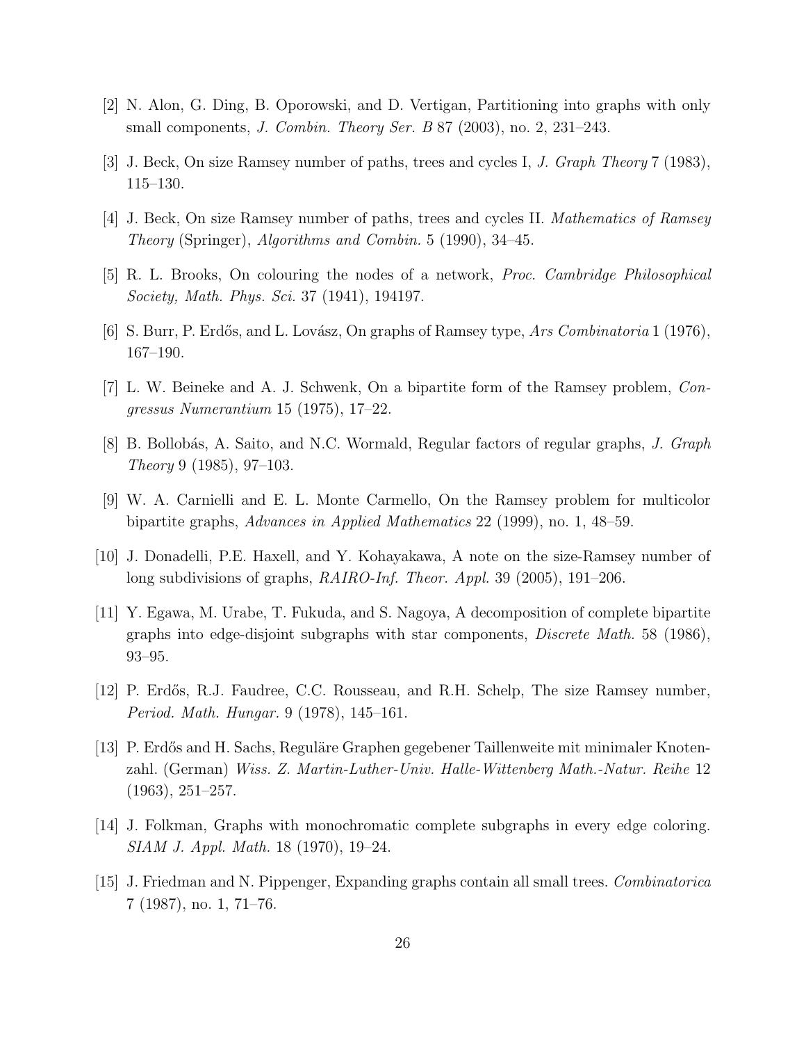[2] N. Alon, G. Ding, B. Oporowski, and D. Vertigan, Partitioning into graphs with only small components, *J. Combin. Theory Ser. B* 87 (2003), no. 2, 231–243.

[3] J. Beck, On size Ramsey number of paths, trees and cycles I, *J. Graph Theory* 7 (1983), 115–130.

[4] J. Beck, On size Ramsey number of paths, trees and cycles II. *Mathematics of Ramsey Theory* (Springer), *Algorithms and Combin.* 5 (1990), 34–45.

[5] R. L. Brooks, On colouring the nodes of a network, *Proc. Cambridge Philosophical Society, Math. Phys. Sci.* 37 (1941), 194197.

[6] S. Burr, P. Erdős, and L. Lovász, On graphs of Ramsey type, *Ars Combinatoria* 1 (1976), 167–190.

[7] L. W. Beineke and A. J. Schwenk, On a bipartite form of the Ramsey problem, *Congressus Numerantium* 15 (1975), 17–22.

[8] B. Bollobás, A. Saito, and N.C. Wormald, Regular factors of regular graphs, *J. Graph Theory* 9 (1985), 97–103.

[9] W. A. Carnielli and E. L. Monte Carmello, On the Ramsey problem for multicolor bipartite graphs, *Advances in Applied Mathematics* 22 (1999), no. 1, 48–59.

[10] J. Donadelli, P.E. Haxell, and Y. Kohayakawa, A note on the size-Ramsey number of long subdivisions of graphs, *RAIRO-Inf. Theor. Appl.* 39 (2005), 191–206.

[11] Y. Egawa, M. Urabe, T. Fukuda, and S. Nagoya, A decomposition of complete bipartite graphs into edge-disjoint subgraphs with star components, *Discrete Math.* 58 (1986), 93–95.

[12] P. Erdős, R.J. Faudree, C.C. Rousseau, and R.H. Schelp, The size Ramsey number, *Period. Math. Hungar.* 9 (1978), 145–161.

[13] P. Erdős and H. Sachs, Reguläre Graphen gegebener Taillenweite mit minimaler Knotenzahl. (German) *Wiss. Z. Martin-Luther-Univ. Halle-Wittenberg Math.-Natur. Reihe* 12 (1963), 251–257.

[14] J. Folkman, Graphs with monochromatic complete subgraphs in every edge coloring. *SIAM J. Appl. Math.* 18 (1970), 19–24.

[15] J. Friedman and N. Pippenger, Expanding graphs contain all small trees. *Combinatorica* 7 (1987), no. 1, 71–76.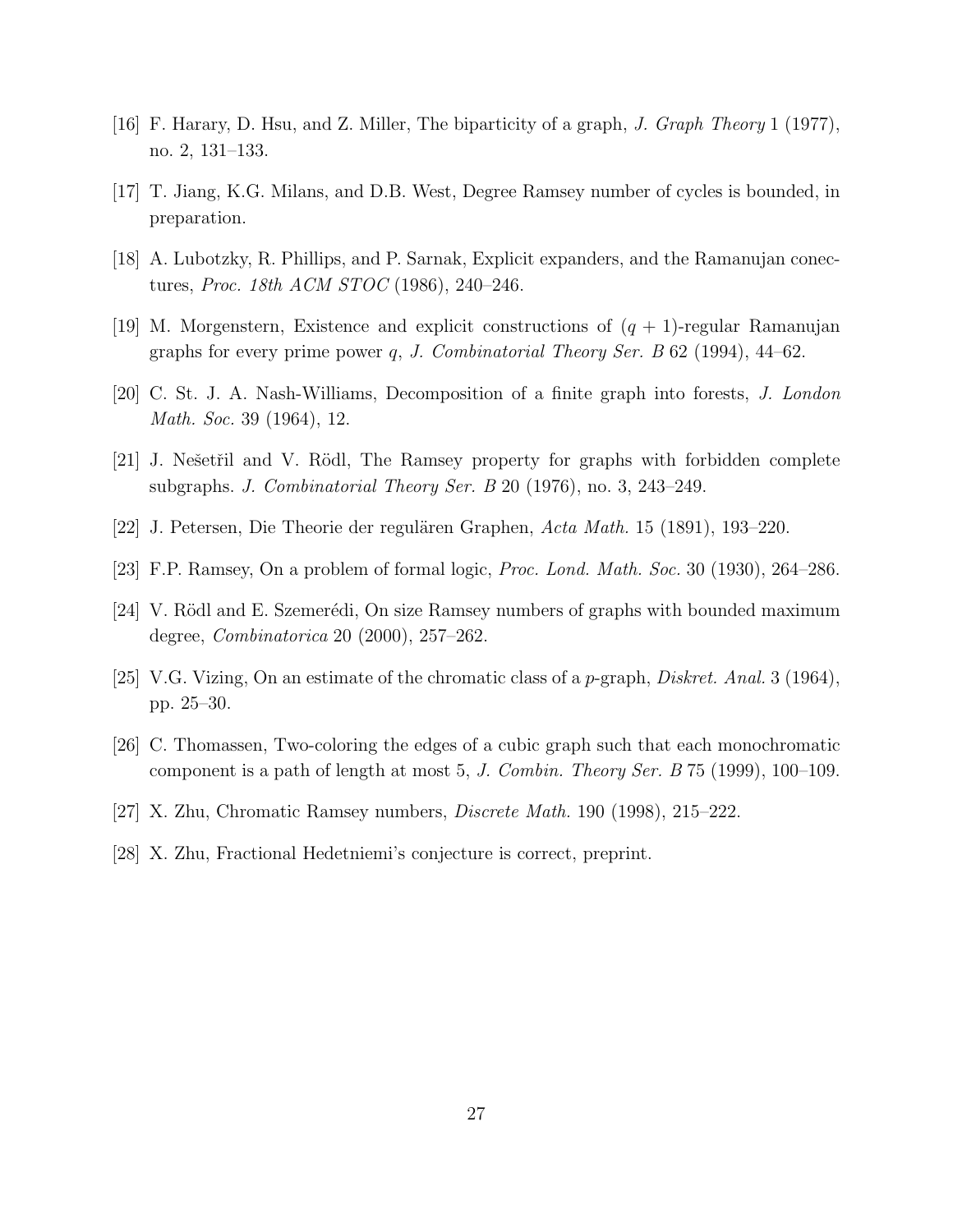[16] F. Harary, D. Hsu, and Z. Miller, The biparticity of a graph, *J. Graph Theory* 1 (1977), no. 2, 131–133.

[17] T. Jiang, K.G. Milans, and D.B. West, Degree Ramsey number of cycles is bounded, in preparation.

[18] A. Lubotzky, R. Phillips, and P. Sarnak, Explicit expanders, and the Ramanujan conectures, *Proc. 18th ACM STOC* (1986), 240–246.

[19] M. Morgenstern, Existence and explicit constructions of $(q+1)$-regular Ramanujan graphs for every prime power $q$, *J. Combinatorial Theory Ser. B* 62 (1994), 44–62.

[20] C. St. J. A. Nash-Williams, Decomposition of a finite graph into forests, *J. London Math. Soc.* 39 (1964), 12.

[21] J. Nešetřil and V. Rödl, The Ramsey property for graphs with forbidden complete subgraphs. *J. Combinatorial Theory Ser. B* 20 (1976), no. 3, 243–249.

[22] J. Petersen, Die Theorie der regulären Graphen, *Acta Math.* 15 (1891), 193–220.

[23] F.P. Ramsey, On a problem of formal logic, *Proc. Lond. Math. Soc.* 30 (1930), 264–286.

[24] V. Rödl and E. Szemerédi, On size Ramsey numbers of graphs with bounded maximum degree, *Combinatorica* 20 (2000), 257–262.

[25] V.G. Vizing, On an estimate of the chromatic class of a $p$-graph, *Diskret. Anal.* 3 (1964), pp. 25–30.

[26] C. Thomassen, Two-coloring the edges of a cubic graph such that each monochromatic component is a path of length at most 5, *J. Combin. Theory Ser. B* 75 (1999), 100–109.

[27] X. Zhu, Chromatic Ramsey numbers, *Discrete Math.* 190 (1998), 215–222.

[28] X. Zhu, Fractional Hedetniemi's conjecture is correct, preprint.